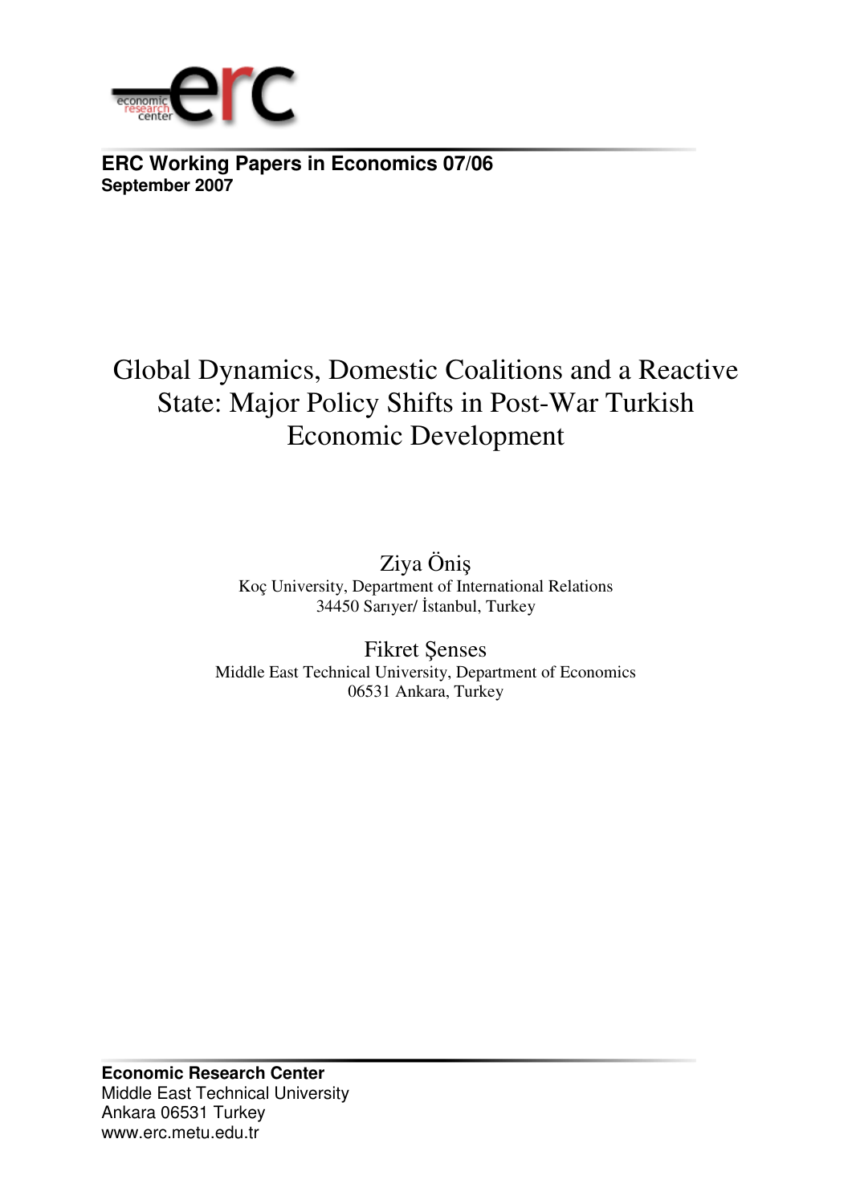economic research center **erc**

**ERC Working Papers in Economics 07/06**
**September 2007**

# Global Dynamics, Domestic Coalitions and a Reactive State: Major Policy Shifts in Post-War Turkish Economic Development

Ziya Öniş
Koç University, Department of International Relations
34450 Sarıyer/ İstanbul, Turkey

Fikret Şenses
Middle East Technical University, Department of Economics
06531 Ankara, Turkey

**Economic Research Center**
Middle East Technical University
Ankara 06531 Turkey
www.erc.metu.edu.tr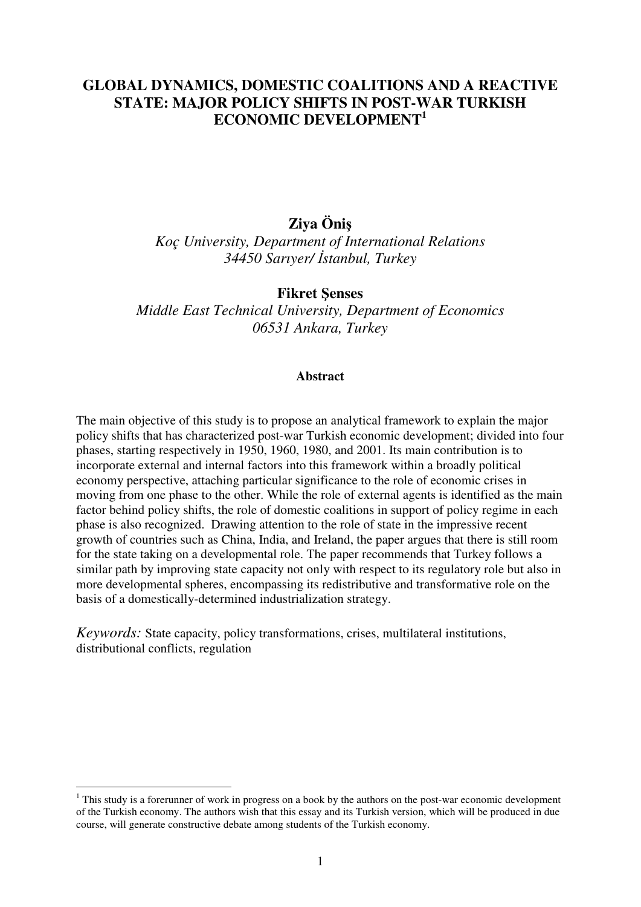# GLOBAL DYNAMICS, DOMESTIC COALITIONS AND A REACTIVE STATE: MAJOR POLICY SHIFTS IN POST-WAR TURKISH ECONOMIC DEVELOPMENT[1]

**Ziya Öniş**
*Koç University, Department of International Relations*
*34450 Sarıyer/ İstanbul, Turkey*

**Fikret Şenses**
*Middle East Technical University, Department of Economics*
*06531 Ankara, Turkey*

**Abstract**

The main objective of this study is to propose an analytical framework to explain the major policy shifts that has characterized post-war Turkish economic development; divided into four phases, starting respectively in 1950, 1960, 1980, and 2001. Its main contribution is to incorporate external and internal factors into this framework within a broadly political economy perspective, attaching particular significance to the role of economic crises in moving from one phase to the other. While the role of external agents is identified as the main factor behind policy shifts, the role of domestic coalitions in support of policy regime in each phase is also recognized. Drawing attention to the role of state in the impressive recent growth of countries such as China, India, and Ireland, the paper argues that there is still room for the state taking on a developmental role. The paper recommends that Turkey follows a similar path by improving state capacity not only with respect to its regulatory role but also in more developmental spheres, encompassing its redistributive and transformative role on the basis of a domestically-determined industrialization strategy.

*Keywords:* State capacity, policy transformations, crises, multilateral institutions, distributional conflicts, regulation

---

[1] This study is a forerunner of work in progress on a book by the authors on the post-war economic development of the Turkish economy. The authors wish that this essay and its Turkish version, which will be produced in due course, will generate constructive debate among students of the Turkish economy.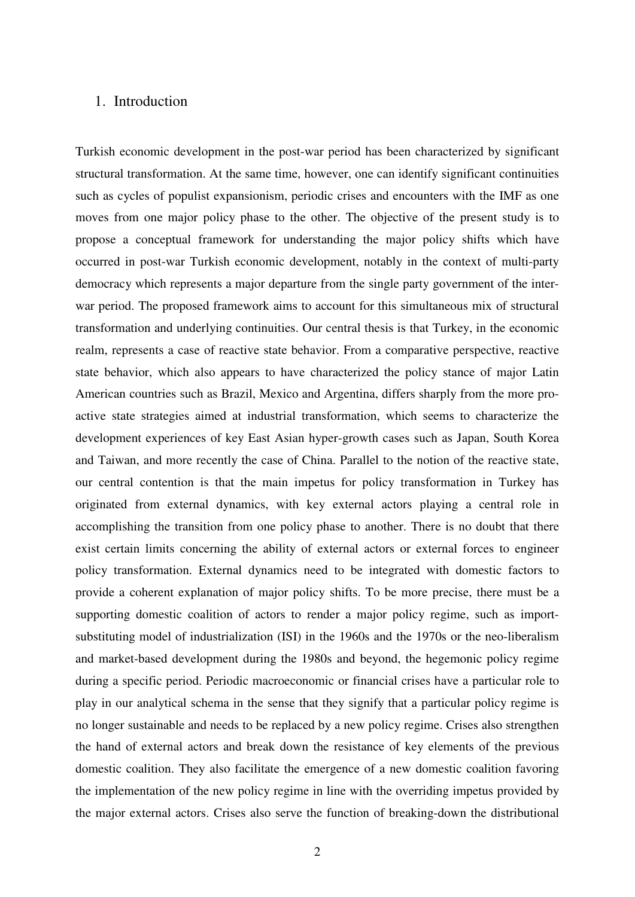## 1. Introduction

Turkish economic development in the post-war period has been characterized by significant structural transformation. At the same time, however, one can identify significant continuities such as cycles of populist expansionism, periodic crises and encounters with the IMF as one moves from one major policy phase to the other. The objective of the present study is to propose a conceptual framework for understanding the major policy shifts which have occurred in post-war Turkish economic development, notably in the context of multi-party democracy which represents a major departure from the single party government of the inter-war period. The proposed framework aims to account for this simultaneous mix of structural transformation and underlying continuities. Our central thesis is that Turkey, in the economic realm, represents a case of reactive state behavior. From a comparative perspective, reactive state behavior, which also appears to have characterized the policy stance of major Latin American countries such as Brazil, Mexico and Argentina, differs sharply from the more pro-active state strategies aimed at industrial transformation, which seems to characterize the development experiences of key East Asian hyper-growth cases such as Japan, South Korea and Taiwan, and more recently the case of China. Parallel to the notion of the reactive state, our central contention is that the main impetus for policy transformation in Turkey has originated from external dynamics, with key external actors playing a central role in accomplishing the transition from one policy phase to another. There is no doubt that there exist certain limits concerning the ability of external actors or external forces to engineer policy transformation. External dynamics need to be integrated with domestic factors to provide a coherent explanation of major policy shifts. To be more precise, there must be a supporting domestic coalition of actors to render a major policy regime, such as import-substituting model of industrialization (ISI) in the 1960s and the 1970s or the neo-liberalism and market-based development during the 1980s and beyond, the hegemonic policy regime during a specific period. Periodic macroeconomic or financial crises have a particular role to play in our analytical schema in the sense that they signify that a particular policy regime is no longer sustainable and needs to be replaced by a new policy regime. Crises also strengthen the hand of external actors and break down the resistance of key elements of the previous domestic coalition. They also facilitate the emergence of a new domestic coalition favoring the implementation of the new policy regime in line with the overriding impetus provided by the major external actors. Crises also serve the function of breaking-down the distributional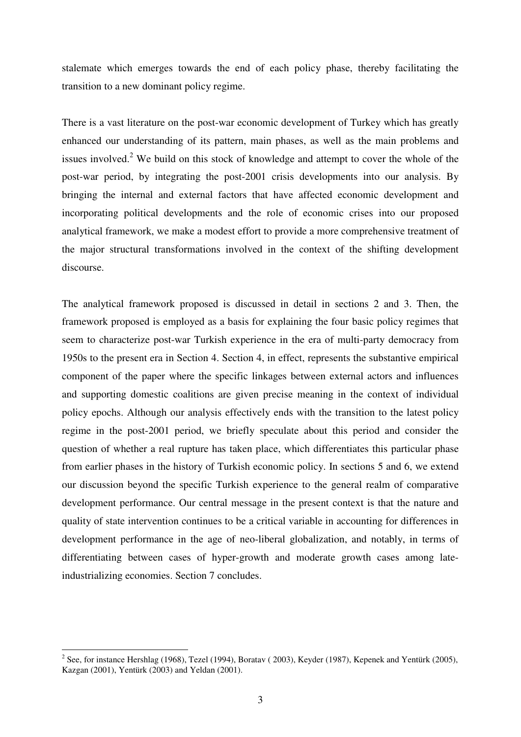stalemate which emerges towards the end of each policy phase, thereby facilitating the transition to a new dominant policy regime.

There is a vast literature on the post-war economic development of Turkey which has greatly enhanced our understanding of its pattern, main phases, as well as the main problems and issues involved.[2] We build on this stock of knowledge and attempt to cover the whole of the post-war period, by integrating the post-2001 crisis developments into our analysis. By bringing the internal and external factors that have affected economic development and incorporating political developments and the role of economic crises into our proposed analytical framework, we make a modest effort to provide a more comprehensive treatment of the major structural transformations involved in the context of the shifting development discourse.

The analytical framework proposed is discussed in detail in sections 2 and 3. Then, the framework proposed is employed as a basis for explaining the four basic policy regimes that seem to characterize post-war Turkish experience in the era of multi-party democracy from 1950s to the present era in Section 4. Section 4, in effect, represents the substantive empirical component of the paper where the specific linkages between external actors and influences and supporting domestic coalitions are given precise meaning in the context of individual policy epochs. Although our analysis effectively ends with the transition to the latest policy regime in the post-2001 period, we briefly speculate about this period and consider the question of whether a real rupture has taken place, which differentiates this particular phase from earlier phases in the history of Turkish economic policy. In sections 5 and 6, we extend our discussion beyond the specific Turkish experience to the general realm of comparative development performance. Our central message in the present context is that the nature and quality of state intervention continues to be a critical variable in accounting for differences in development performance in the age of neo-liberal globalization, and notably, in terms of differentiating between cases of hyper-growth and moderate growth cases among late-industrializing economies. Section 7 concludes.

---

[2] See, for instance Hershlag (1968), Tezel (1994), Boratav ( 2003), Keyder (1987), Kepenek and Yentürk (2005), Kazgan (2001), Yentürk (2003) and Yeldan (2001).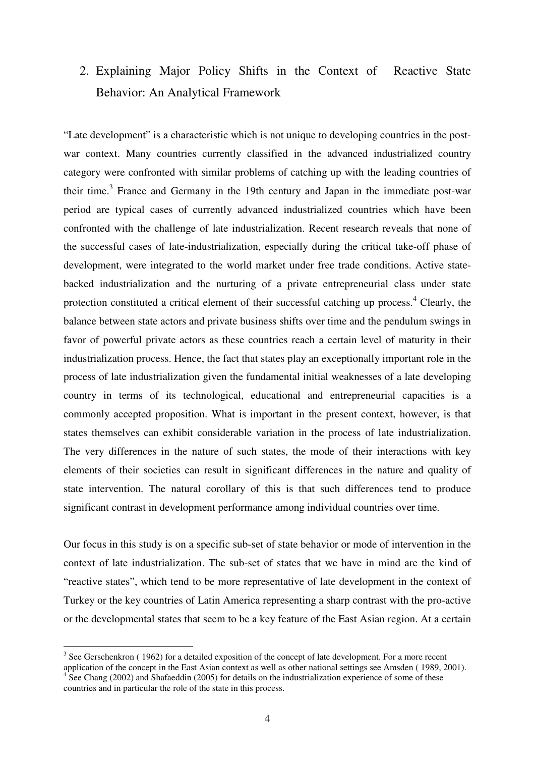## 2. Explaining Major Policy Shifts in the Context of Reactive State Behavior: An Analytical Framework

"Late development" is a characteristic which is not unique to developing countries in the post-war context. Many countries currently classified in the advanced industrialized country category were confronted with similar problems of catching up with the leading countries of their time.[3] France and Germany in the 19th century and Japan in the immediate post-war period are typical cases of currently advanced industrialized countries which have been confronted with the challenge of late industrialization. Recent research reveals that none of the successful cases of late-industrialization, especially during the critical take-off phase of development, were integrated to the world market under free trade conditions. Active state-backed industrialization and the nurturing of a private entrepreneurial class under state protection constituted a critical element of their successful catching up process.[4] Clearly, the balance between state actors and private business shifts over time and the pendulum swings in favor of powerful private actors as these countries reach a certain level of maturity in their industrialization process. Hence, the fact that states play an exceptionally important role in the process of late industrialization given the fundamental initial weaknesses of a late developing country in terms of its technological, educational and entrepreneurial capacities is a commonly accepted proposition. What is important in the present context, however, is that states themselves can exhibit considerable variation in the process of late industrialization. The very differences in the nature of such states, the mode of their interactions with key elements of their societies can result in significant differences in the nature and quality of state intervention. The natural corollary of this is that such differences tend to produce significant contrast in development performance among individual countries over time.

Our focus in this study is on a specific sub-set of state behavior or mode of intervention in the context of late industrialization. The sub-set of states that we have in mind are the kind of "reactive states", which tend to be more representative of late development in the context of Turkey or the key countries of Latin America representing a sharp contrast with the pro-active or the developmental states that seem to be a key feature of the East Asian region. At a certain

---

[3] See Gerschenkron ( 1962) for a detailed exposition of the concept of late development. For a more recent application of the concept in the East Asian context as well as other national settings see Amsden ( 1989, 2001).

[4] See Chang (2002) and Shafaeddin (2005) for details on the industrialization experience of some of these countries and in particular the role of the state in this process.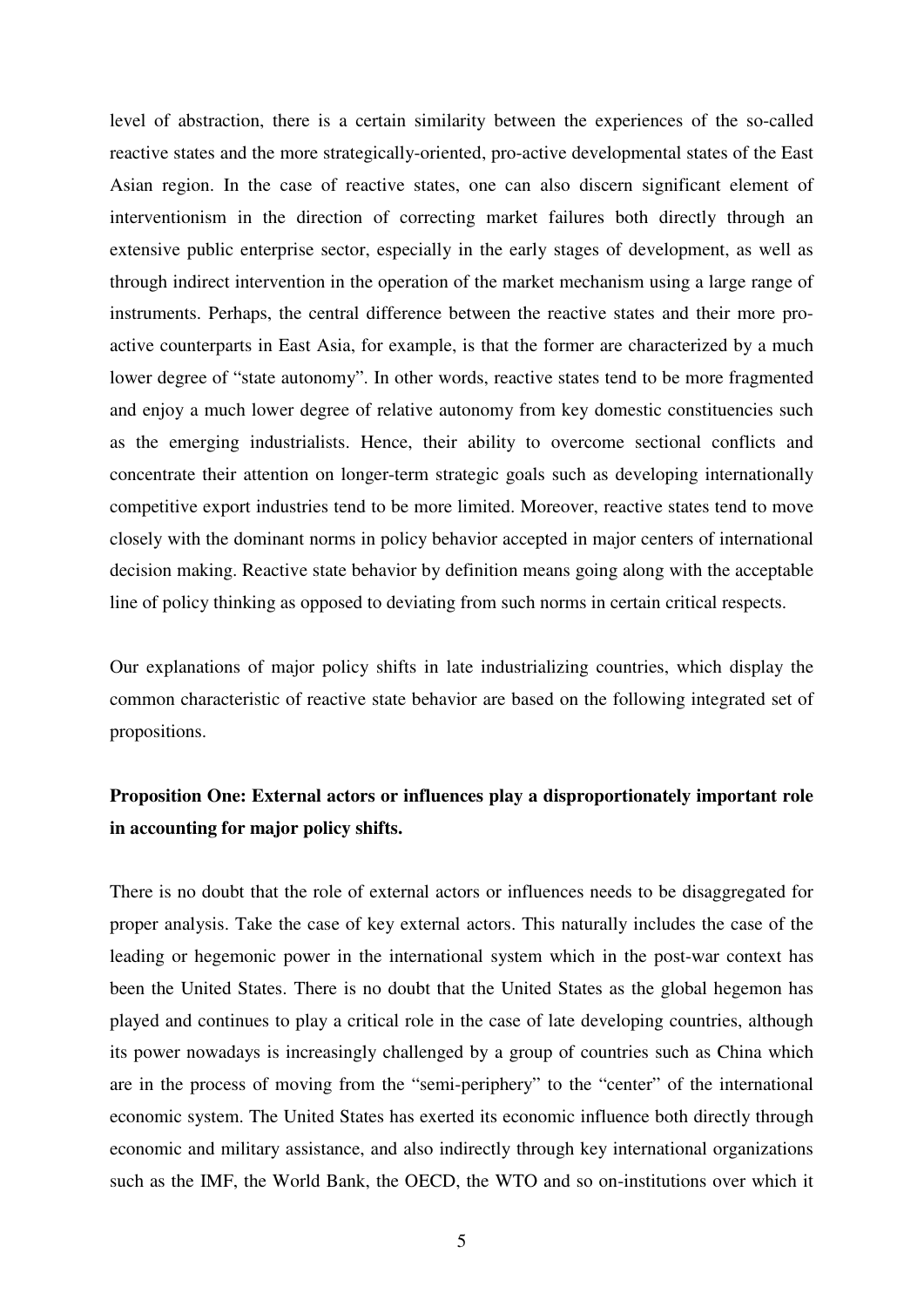level of abstraction, there is a certain similarity between the experiences of the so-called reactive states and the more strategically-oriented, pro-active developmental states of the East Asian region. In the case of reactive states, one can also discern significant element of interventionism in the direction of correcting market failures both directly through an extensive public enterprise sector, especially in the early stages of development, as well as through indirect intervention in the operation of the market mechanism using a large range of instruments. Perhaps, the central difference between the reactive states and their more pro-active counterparts in East Asia, for example, is that the former are characterized by a much lower degree of "state autonomy". In other words, reactive states tend to be more fragmented and enjoy a much lower degree of relative autonomy from key domestic constituencies such as the emerging industrialists. Hence, their ability to overcome sectional conflicts and concentrate their attention on longer-term strategic goals such as developing internationally competitive export industries tend to be more limited. Moreover, reactive states tend to move closely with the dominant norms in policy behavior accepted in major centers of international decision making. Reactive state behavior by definition means going along with the acceptable line of policy thinking as opposed to deviating from such norms in certain critical respects.

Our explanations of major policy shifts in late industrializing countries, which display the common characteristic of reactive state behavior are based on the following integrated set of propositions.

**Proposition One: External actors or influences play a disproportionately important role in accounting for major policy shifts.**

There is no doubt that the role of external actors or influences needs to be disaggregated for proper analysis. Take the case of key external actors. This naturally includes the case of the leading or hegemonic power in the international system which in the post-war context has been the United States. There is no doubt that the United States as the global hegemon has played and continues to play a critical role in the case of late developing countries, although its power nowadays is increasingly challenged by a group of countries such as China which are in the process of moving from the "semi-periphery" to the "center" of the international economic system. The United States has exerted its economic influence both directly through economic and military assistance, and also indirectly through key international organizations such as the IMF, the World Bank, the OECD, the WTO and so on-institutions over which it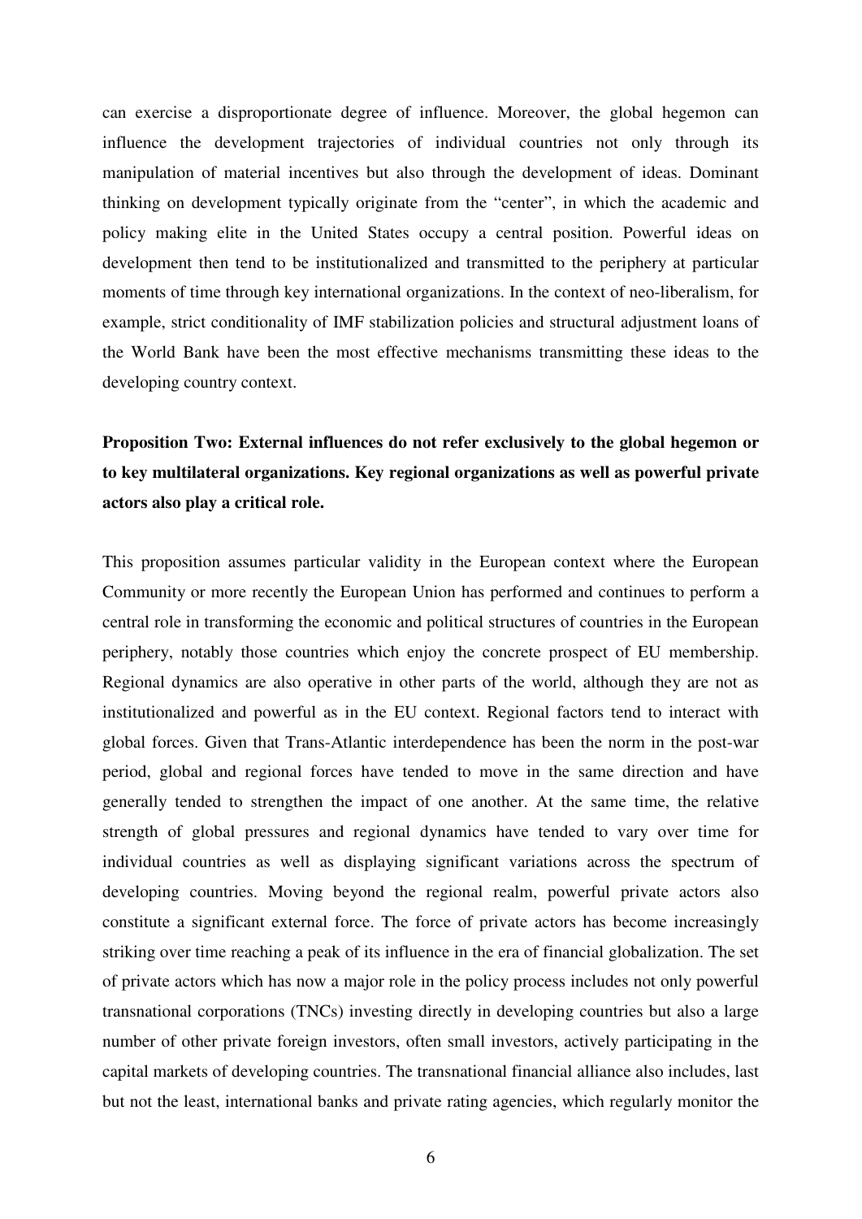can exercise a disproportionate degree of influence. Moreover, the global hegemon can influence the development trajectories of individual countries not only through its manipulation of material incentives but also through the development of ideas. Dominant thinking on development typically originate from the "center", in which the academic and policy making elite in the United States occupy a central position. Powerful ideas on development then tend to be institutionalized and transmitted to the periphery at particular moments of time through key international organizations. In the context of neo-liberalism, for example, strict conditionality of IMF stabilization policies and structural adjustment loans of the World Bank have been the most effective mechanisms transmitting these ideas to the developing country context.

**Proposition Two: External influences do not refer exclusively to the global hegemon or to key multilateral organizations. Key regional organizations as well as powerful private actors also play a critical role.**

This proposition assumes particular validity in the European context where the European Community or more recently the European Union has performed and continues to perform a central role in transforming the economic and political structures of countries in the European periphery, notably those countries which enjoy the concrete prospect of EU membership. Regional dynamics are also operative in other parts of the world, although they are not as institutionalized and powerful as in the EU context. Regional factors tend to interact with global forces. Given that Trans-Atlantic interdependence has been the norm in the post-war period, global and regional forces have tended to move in the same direction and have generally tended to strengthen the impact of one another. At the same time, the relative strength of global pressures and regional dynamics have tended to vary over time for individual countries as well as displaying significant variations across the spectrum of developing countries. Moving beyond the regional realm, powerful private actors also constitute a significant external force. The force of private actors has become increasingly striking over time reaching a peak of its influence in the era of financial globalization. The set of private actors which has now a major role in the policy process includes not only powerful transnational corporations (TNCs) investing directly in developing countries but also a large number of other private foreign investors, often small investors, actively participating in the capital markets of developing countries. The transnational financial alliance also includes, last but not the least, international banks and private rating agencies, which regularly monitor the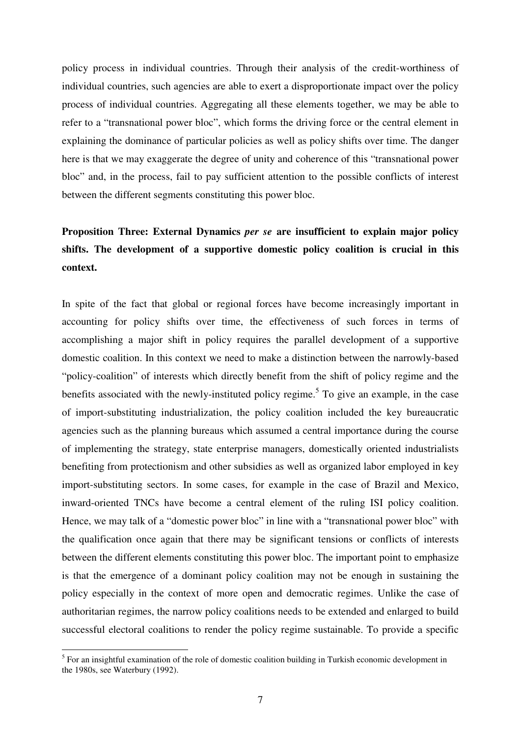policy process in individual countries. Through their analysis of the credit-worthiness of individual countries, such agencies are able to exert a disproportionate impact over the policy process of individual countries. Aggregating all these elements together, we may be able to refer to a "transnational power bloc", which forms the driving force or the central element in explaining the dominance of particular policies as well as policy shifts over time. The danger here is that we may exaggerate the degree of unity and coherence of this "transnational power bloc" and, in the process, fail to pay sufficient attention to the possible conflicts of interest between the different segments constituting this power bloc.

**Proposition Three: External Dynamics *per se* are insufficient to explain major policy shifts. The development of a supportive domestic policy coalition is crucial in this context.**

In spite of the fact that global or regional forces have become increasingly important in accounting for policy shifts over time, the effectiveness of such forces in terms of accomplishing a major shift in policy requires the parallel development of a supportive domestic coalition. In this context we need to make a distinction between the narrowly-based "policy-coalition" of interests which directly benefit from the shift of policy regime and the benefits associated with the newly-instituted policy regime.[5] To give an example, in the case of import-substituting industrialization, the policy coalition included the key bureaucratic agencies such as the planning bureaus which assumed a central importance during the course of implementing the strategy, state enterprise managers, domestically oriented industrialists benefiting from protectionism and other subsidies as well as organized labor employed in key import-substituting sectors. In some cases, for example in the case of Brazil and Mexico, inward-oriented TNCs have become a central element of the ruling ISI policy coalition. Hence, we may talk of a "domestic power bloc" in line with a "transnational power bloc" with the qualification once again that there may be significant tensions or conflicts of interests between the different elements constituting this power bloc. The important point to emphasize is that the emergence of a dominant policy coalition may not be enough in sustaining the policy especially in the context of more open and democratic regimes. Unlike the case of authoritarian regimes, the narrow policy coalitions needs to be extended and enlarged to build successful electoral coalitions to render the policy regime sustainable. To provide a specific

[5] For an insightful examination of the role of domestic coalition building in Turkish economic development in the 1980s, see Waterbury (1992).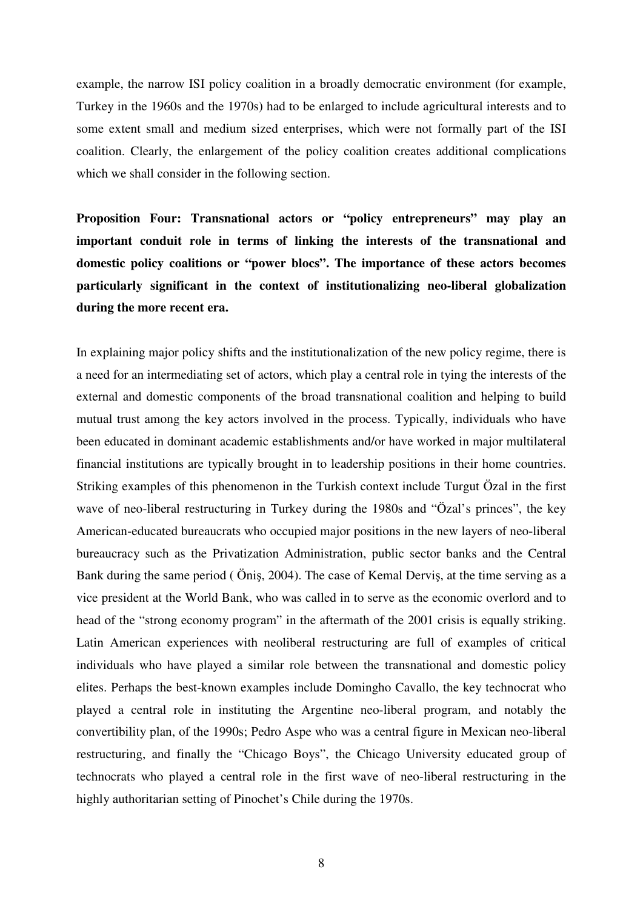example, the narrow ISI policy coalition in a broadly democratic environment (for example, Turkey in the 1960s and the 1970s) had to be enlarged to include agricultural interests and to some extent small and medium sized enterprises, which were not formally part of the ISI coalition. Clearly, the enlargement of the policy coalition creates additional complications which we shall consider in the following section.

**Proposition Four: Transnational actors or "policy entrepreneurs" may play an important conduit role in terms of linking the interests of the transnational and domestic policy coalitions or "power blocs". The importance of these actors becomes particularly significant in the context of institutionalizing neo-liberal globalization during the more recent era.**

In explaining major policy shifts and the institutionalization of the new policy regime, there is a need for an intermediating set of actors, which play a central role in tying the interests of the external and domestic components of the broad transnational coalition and helping to build mutual trust among the key actors involved in the process. Typically, individuals who have been educated in dominant academic establishments and/or have worked in major multilateral financial institutions are typically brought in to leadership positions in their home countries. Striking examples of this phenomenon in the Turkish context include Turgut Özal in the first wave of neo-liberal restructuring in Turkey during the 1980s and "Özal's princes", the key American-educated bureaucrats who occupied major positions in the new layers of neo-liberal bureaucracy such as the Privatization Administration, public sector banks and the Central Bank during the same period ( Öniş, 2004). The case of Kemal Derviş, at the time serving as a vice president at the World Bank, who was called in to serve as the economic overlord and to head of the "strong economy program" in the aftermath of the 2001 crisis is equally striking. Latin American experiences with neoliberal restructuring are full of examples of critical individuals who have played a similar role between the transnational and domestic policy elites. Perhaps the best-known examples include Domingho Cavallo, the key technocrat who played a central role in instituting the Argentine neo-liberal program, and notably the convertibility plan, of the 1990s; Pedro Aspe who was a central figure in Mexican neo-liberal restructuring, and finally the "Chicago Boys", the Chicago University educated group of technocrats who played a central role in the first wave of neo-liberal restructuring in the highly authoritarian setting of Pinochet's Chile during the 1970s.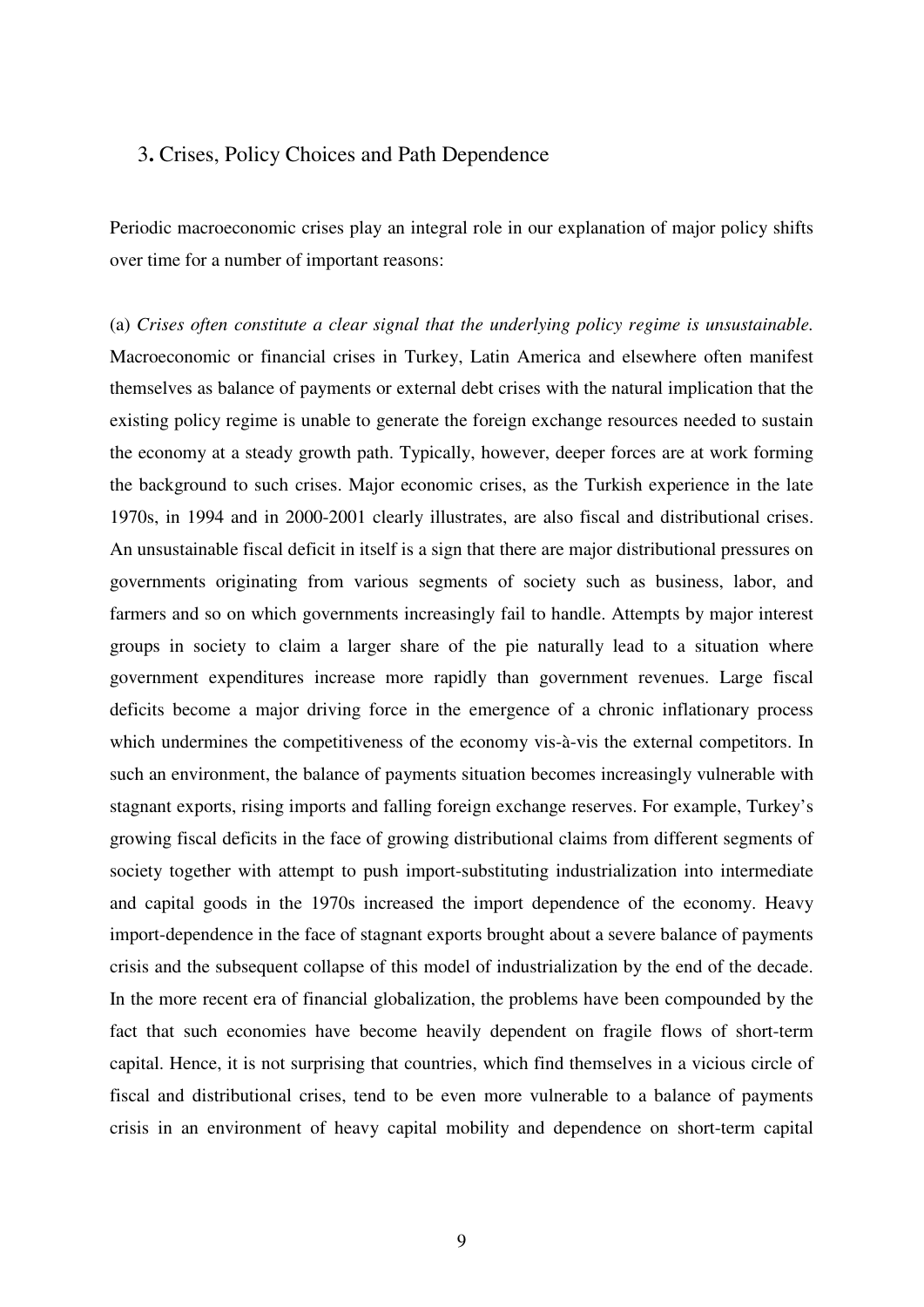## 3. Crises, Policy Choices and Path Dependence

Periodic macroeconomic crises play an integral role in our explanation of major policy shifts over time for a number of important reasons:

(a) *Crises often constitute a clear signal that the underlying policy regime is unsustainable.* Macroeconomic or financial crises in Turkey, Latin America and elsewhere often manifest themselves as balance of payments or external debt crises with the natural implication that the existing policy regime is unable to generate the foreign exchange resources needed to sustain the economy at a steady growth path. Typically, however, deeper forces are at work forming the background to such crises. Major economic crises, as the Turkish experience in the late 1970s, in 1994 and in 2000-2001 clearly illustrates, are also fiscal and distributional crises. An unsustainable fiscal deficit in itself is a sign that there are major distributional pressures on governments originating from various segments of society such as business, labor, and farmers and so on which governments increasingly fail to handle. Attempts by major interest groups in society to claim a larger share of the pie naturally lead to a situation where government expenditures increase more rapidly than government revenues. Large fiscal deficits become a major driving force in the emergence of a chronic inflationary process which undermines the competitiveness of the economy vis-à-vis the external competitors. In such an environment, the balance of payments situation becomes increasingly vulnerable with stagnant exports, rising imports and falling foreign exchange reserves. For example, Turkey's growing fiscal deficits in the face of growing distributional claims from different segments of society together with attempt to push import-substituting industrialization into intermediate and capital goods in the 1970s increased the import dependence of the economy. Heavy import-dependence in the face of stagnant exports brought about a severe balance of payments crisis and the subsequent collapse of this model of industrialization by the end of the decade. In the more recent era of financial globalization, the problems have been compounded by the fact that such economies have become heavily dependent on fragile flows of short-term capital. Hence, it is not surprising that countries, which find themselves in a vicious circle of fiscal and distributional crises, tend to be even more vulnerable to a balance of payments crisis in an environment of heavy capital mobility and dependence on short-term capital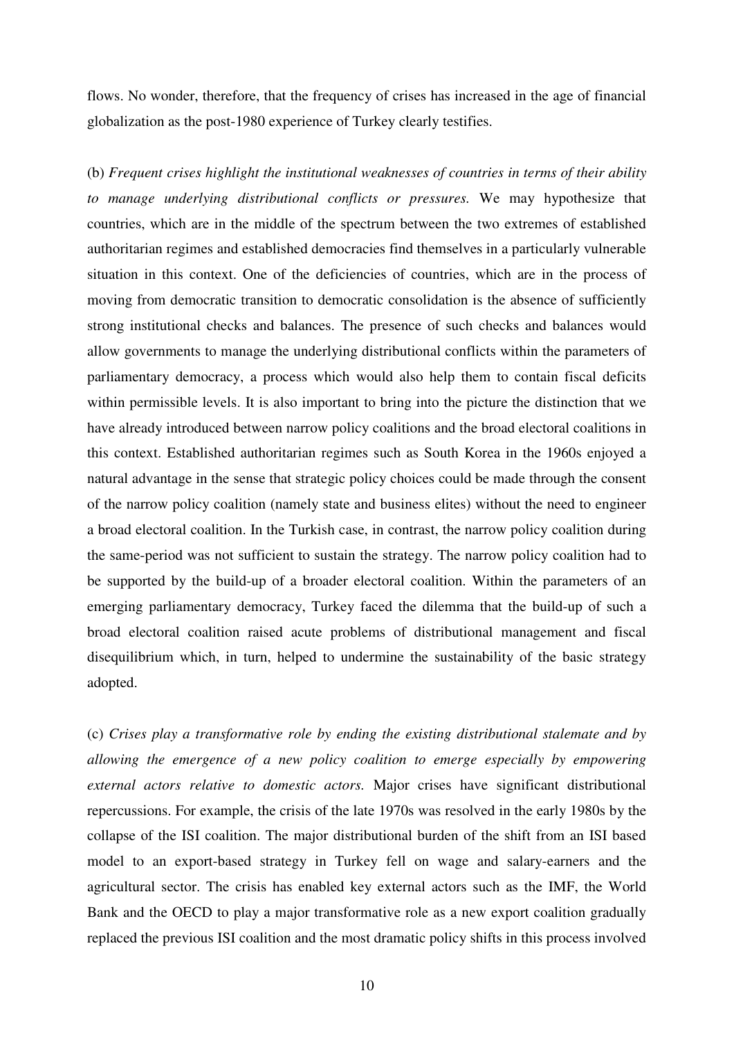flows. No wonder, therefore, that the frequency of crises has increased in the age of financial globalization as the post-1980 experience of Turkey clearly testifies.

(b) *Frequent crises highlight the institutional weaknesses of countries in terms of their ability to manage underlying distributional conflicts or pressures.* We may hypothesize that countries, which are in the middle of the spectrum between the two extremes of established authoritarian regimes and established democracies find themselves in a particularly vulnerable situation in this context. One of the deficiencies of countries, which are in the process of moving from democratic transition to democratic consolidation is the absence of sufficiently strong institutional checks and balances. The presence of such checks and balances would allow governments to manage the underlying distributional conflicts within the parameters of parliamentary democracy, a process which would also help them to contain fiscal deficits within permissible levels. It is also important to bring into the picture the distinction that we have already introduced between narrow policy coalitions and the broad electoral coalitions in this context. Established authoritarian regimes such as South Korea in the 1960s enjoyed a natural advantage in the sense that strategic policy choices could be made through the consent of the narrow policy coalition (namely state and business elites) without the need to engineer a broad electoral coalition. In the Turkish case, in contrast, the narrow policy coalition during the same-period was not sufficient to sustain the strategy. The narrow policy coalition had to be supported by the build-up of a broader electoral coalition. Within the parameters of an emerging parliamentary democracy, Turkey faced the dilemma that the build-up of such a broad electoral coalition raised acute problems of distributional management and fiscal disequilibrium which, in turn, helped to undermine the sustainability of the basic strategy adopted.

(c) *Crises play a transformative role by ending the existing distributional stalemate and by allowing the emergence of a new policy coalition to emerge especially by empowering external actors relative to domestic actors.* Major crises have significant distributional repercussions. For example, the crisis of the late 1970s was resolved in the early 1980s by the collapse of the ISI coalition. The major distributional burden of the shift from an ISI based model to an export-based strategy in Turkey fell on wage and salary-earners and the agricultural sector. The crisis has enabled key external actors such as the IMF, the World Bank and the OECD to play a major transformative role as a new export coalition gradually replaced the previous ISI coalition and the most dramatic policy shifts in this process involved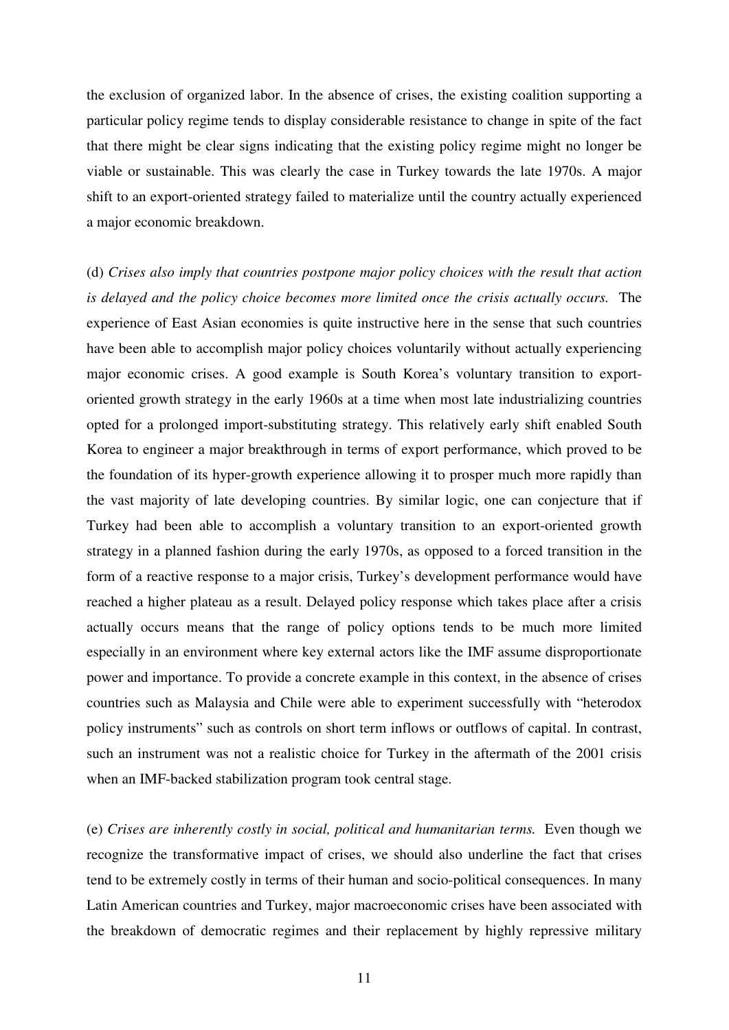the exclusion of organized labor. In the absence of crises, the existing coalition supporting a particular policy regime tends to display considerable resistance to change in spite of the fact that there might be clear signs indicating that the existing policy regime might no longer be viable or sustainable. This was clearly the case in Turkey towards the late 1970s. A major shift to an export-oriented strategy failed to materialize until the country actually experienced a major economic breakdown.

(d) *Crises also imply that countries postpone major policy choices with the result that action is delayed and the policy choice becomes more limited once the crisis actually occurs.* The experience of East Asian economies is quite instructive here in the sense that such countries have been able to accomplish major policy choices voluntarily without actually experiencing major economic crises. A good example is South Korea's voluntary transition to export-oriented growth strategy in the early 1960s at a time when most late industrializing countries opted for a prolonged import-substituting strategy. This relatively early shift enabled South Korea to engineer a major breakthrough in terms of export performance, which proved to be the foundation of its hyper-growth experience allowing it to prosper much more rapidly than the vast majority of late developing countries. By similar logic, one can conjecture that if Turkey had been able to accomplish a voluntary transition to an export-oriented growth strategy in a planned fashion during the early 1970s, as opposed to a forced transition in the form of a reactive response to a major crisis, Turkey's development performance would have reached a higher plateau as a result. Delayed policy response which takes place after a crisis actually occurs means that the range of policy options tends to be much more limited especially in an environment where key external actors like the IMF assume disproportionate power and importance. To provide a concrete example in this context, in the absence of crises countries such as Malaysia and Chile were able to experiment successfully with "heterodox policy instruments" such as controls on short term inflows or outflows of capital. In contrast, such an instrument was not a realistic choice for Turkey in the aftermath of the 2001 crisis when an IMF-backed stabilization program took central stage.

(e) *Crises are inherently costly in social, political and humanitarian terms.* Even though we recognize the transformative impact of crises, we should also underline the fact that crises tend to be extremely costly in terms of their human and socio-political consequences. In many Latin American countries and Turkey, major macroeconomic crises have been associated with the breakdown of democratic regimes and their replacement by highly repressive military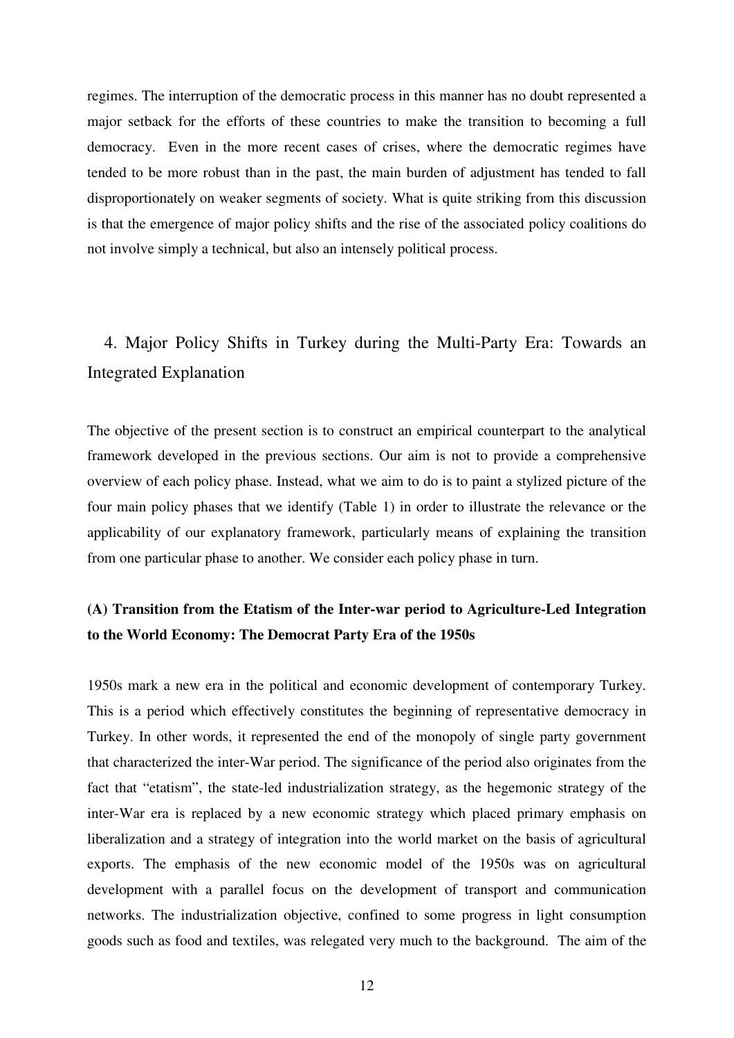regimes. The interruption of the democratic process in this manner has no doubt represented a major setback for the efforts of these countries to make the transition to becoming a full democracy. Even in the more recent cases of crises, where the democratic regimes have tended to be more robust than in the past, the main burden of adjustment has tended to fall disproportionately on weaker segments of society. What is quite striking from this discussion is that the emergence of major policy shifts and the rise of the associated policy coalitions do not involve simply a technical, but also an intensely political process.

## 4. Major Policy Shifts in Turkey during the Multi-Party Era: Towards an Integrated Explanation

The objective of the present section is to construct an empirical counterpart to the analytical framework developed in the previous sections. Our aim is not to provide a comprehensive overview of each policy phase. Instead, what we aim to do is to paint a stylized picture of the four main policy phases that we identify (Table 1) in order to illustrate the relevance or the applicability of our explanatory framework, particularly means of explaining the transition from one particular phase to another. We consider each policy phase in turn.

### (A) Transition from the Etatism of the Inter-war period to Agriculture-Led Integration to the World Economy: The Democrat Party Era of the 1950s

1950s mark a new era in the political and economic development of contemporary Turkey. This is a period which effectively constitutes the beginning of representative democracy in Turkey. In other words, it represented the end of the monopoly of single party government that characterized the inter-War period. The significance of the period also originates from the fact that "etatism", the state-led industrialization strategy, as the hegemonic strategy of the inter-War era is replaced by a new economic strategy which placed primary emphasis on liberalization and a strategy of integration into the world market on the basis of agricultural exports. The emphasis of the new economic model of the 1950s was on agricultural development with a parallel focus on the development of transport and communication networks. The industrialization objective, confined to some progress in light consumption goods such as food and textiles, was relegated very much to the background. The aim of the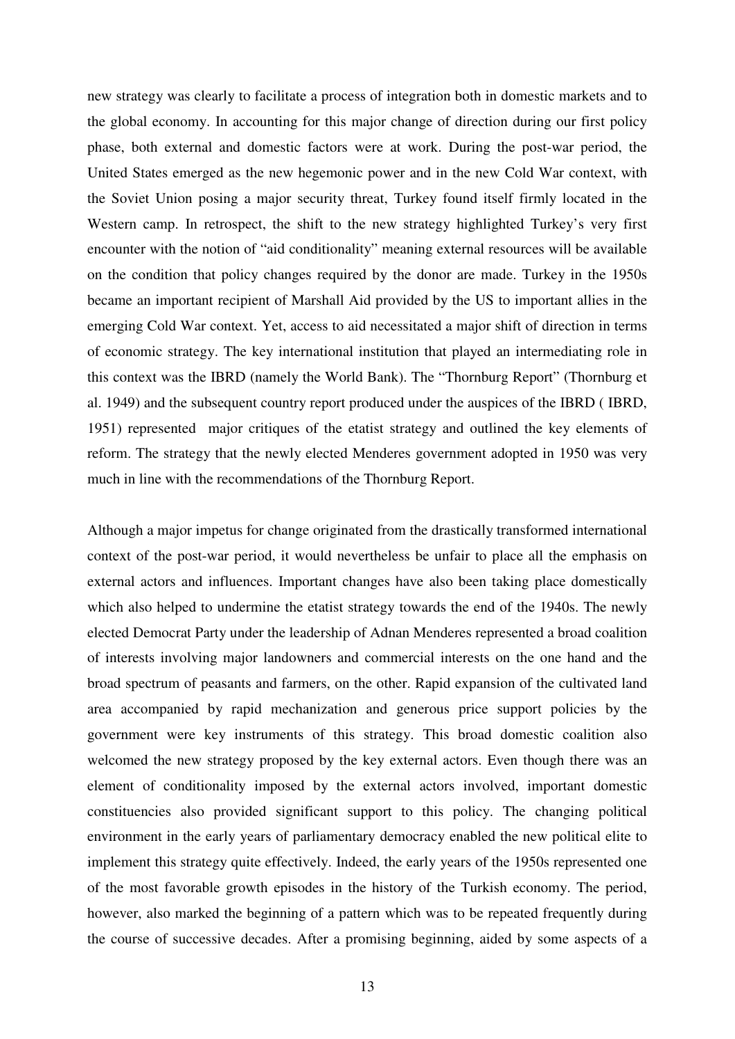new strategy was clearly to facilitate a process of integration both in domestic markets and to the global economy. In accounting for this major change of direction during our first policy phase, both external and domestic factors were at work. During the post-war period, the United States emerged as the new hegemonic power and in the new Cold War context, with the Soviet Union posing a major security threat, Turkey found itself firmly located in the Western camp. In retrospect, the shift to the new strategy highlighted Turkey's very first encounter with the notion of "aid conditionality" meaning external resources will be available on the condition that policy changes required by the donor are made. Turkey in the 1950s became an important recipient of Marshall Aid provided by the US to important allies in the emerging Cold War context. Yet, access to aid necessitated a major shift of direction in terms of economic strategy. The key international institution that played an intermediating role in this context was the IBRD (namely the World Bank). The "Thornburg Report" (Thornburg et al. 1949) and the subsequent country report produced under the auspices of the IBRD ( IBRD, 1951) represented major critiques of the etatist strategy and outlined the key elements of reform. The strategy that the newly elected Menderes government adopted in 1950 was very much in line with the recommendations of the Thornburg Report.

Although a major impetus for change originated from the drastically transformed international context of the post-war period, it would nevertheless be unfair to place all the emphasis on external actors and influences. Important changes have also been taking place domestically which also helped to undermine the etatist strategy towards the end of the 1940s. The newly elected Democrat Party under the leadership of Adnan Menderes represented a broad coalition of interests involving major landowners and commercial interests on the one hand and the broad spectrum of peasants and farmers, on the other. Rapid expansion of the cultivated land area accompanied by rapid mechanization and generous price support policies by the government were key instruments of this strategy. This broad domestic coalition also welcomed the new strategy proposed by the key external actors. Even though there was an element of conditionality imposed by the external actors involved, important domestic constituencies also provided significant support to this policy. The changing political environment in the early years of parliamentary democracy enabled the new political elite to implement this strategy quite effectively. Indeed, the early years of the 1950s represented one of the most favorable growth episodes in the history of the Turkish economy. The period, however, also marked the beginning of a pattern which was to be repeated frequently during the course of successive decades. After a promising beginning, aided by some aspects of a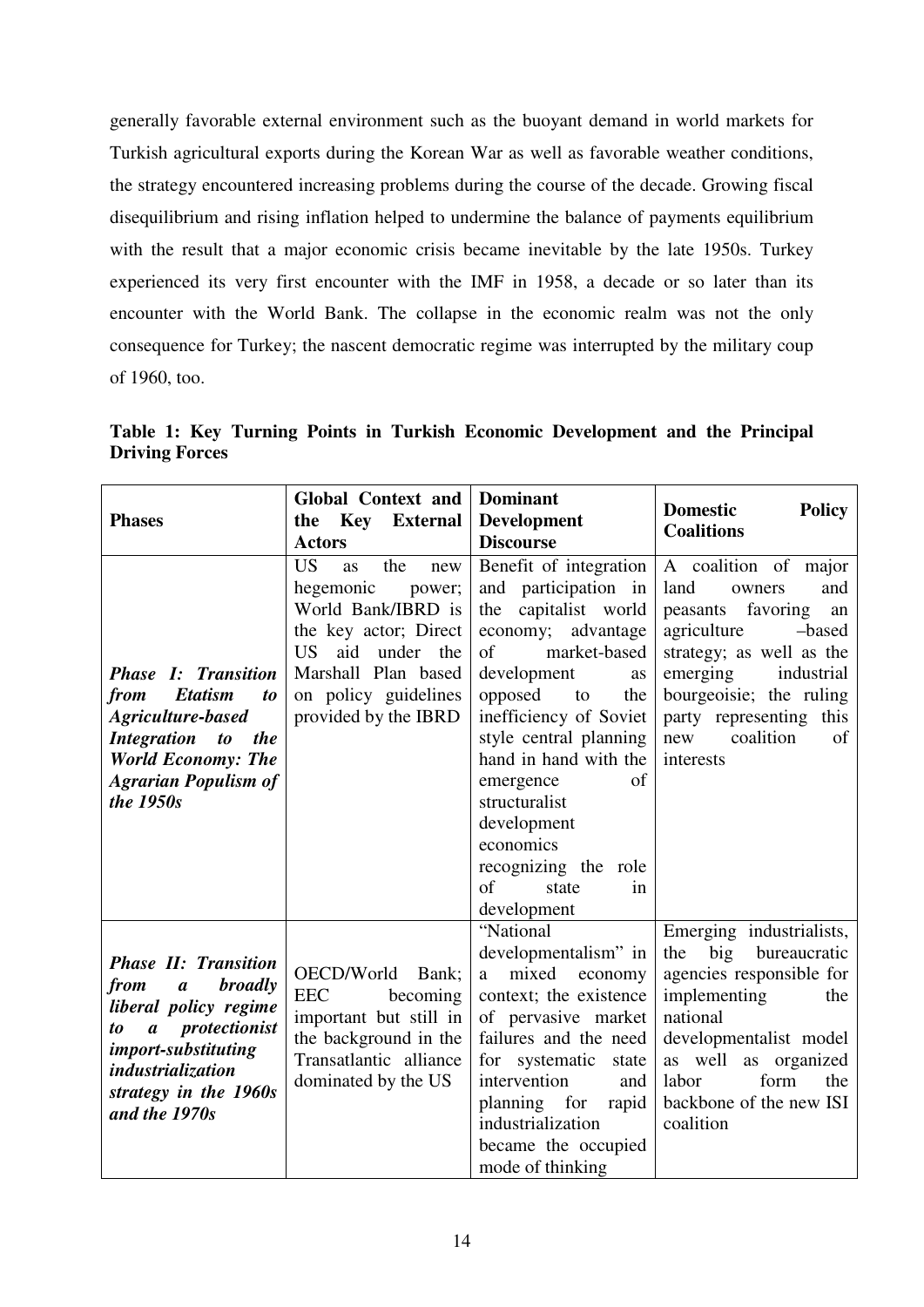generally favorable external environment such as the buoyant demand in world markets for Turkish agricultural exports during the Korean War as well as favorable weather conditions, the strategy encountered increasing problems during the course of the decade. Growing fiscal disequilibrium and rising inflation helped to undermine the balance of payments equilibrium with the result that a major economic crisis became inevitable by the late 1950s. Turkey experienced its very first encounter with the IMF in 1958, a decade or so later than its encounter with the World Bank. The collapse in the economic realm was not the only consequence for Turkey; the nascent democratic regime was interrupted by the military coup of 1960, too.

**Table 1: Key Turning Points in Turkish Economic Development and the Principal Driving Forces**

| **Phases** | **Global Context and the Key External Actors** | **Dominant Development Discourse** | **Domestic Policy Coalitions** |
|---|---|---|---|
| ***Phase I: Transition from Etatism to Agriculture-based Integration to the World Economy: The Agrarian Populism of the 1950s*** | US as the new hegemonic power; World Bank/IBRD is the key actor; Direct US aid under the Marshall Plan based on policy guidelines provided by the IBRD | Benefit of integration and participation in the capitalist world economy; advantage of market-based development as opposed to the inefficiency of Soviet style central planning hand in hand with the emergence of structuralist development economics recognizing the role of state in development | A coalition of major land owners and peasants favoring an agriculture –based strategy; as well as the emerging industrial bourgeoisie; the ruling party representing this new coalition of interests |
| ***Phase II: Transition from a broadly liberal policy regime to a protectionist import-substituting industrialization strategy in the 1960s and the 1970s*** | OECD/World Bank; EEC becoming important but still in the background in the Transatlantic alliance dominated by the US | "National developmentalism" in a mixed economy context; the existence of pervasive market failures and the need for systematic state intervention and planning for rapid industrialization became the occupied mode of thinking | Emerging industrialists, the big bureaucratic agencies responsible for implementing the national developmentalist model as well as organized labor form the backbone of the new ISI coalition |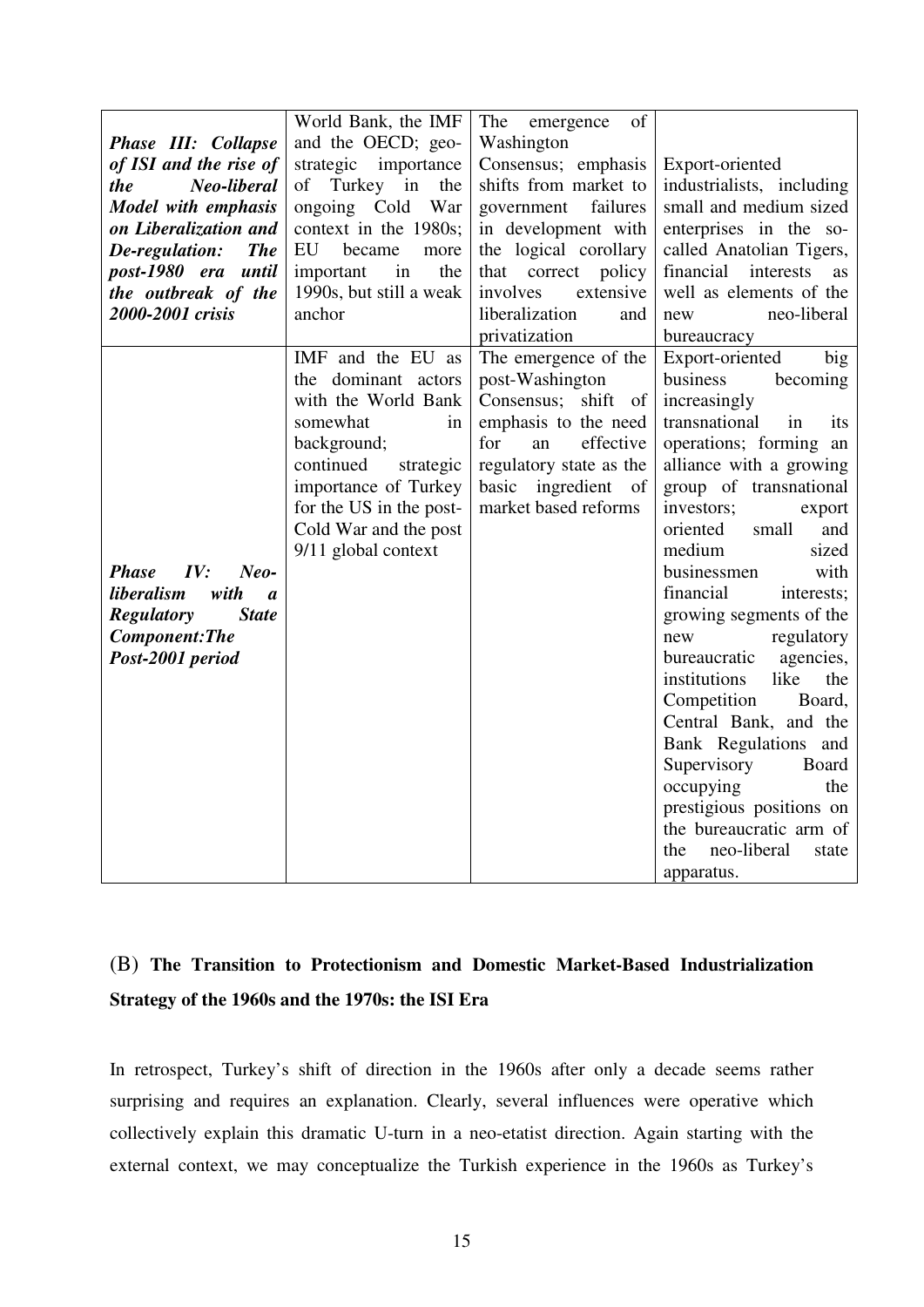| | | | |
|---|---|---|---|
| ***Phase III: Collapse of ISI and the rise of the Neo-liberal Model with emphasis on Liberalization and De-regulation: The post-1980 era until the outbreak of the 2000-2001 crisis*** | World Bank, the IMF and the OECD; geo-strategic importance of Turkey in the ongoing Cold War context in the 1980s; EU became more important in the 1990s, but still a weak anchor | The emergence of Washington Consensus; emphasis shifts from market to government failures in development with the logical corollary that correct policy involves extensive liberalization and privatization | Export-oriented industrialists, including small and medium sized enterprises in the so-called Anatolian Tigers, financial interests as well as elements of the new neo-liberal bureaucracy |
| ***Phase IV: Neo-liberalism with a Regulatory State Component:The Post-2001 period*** | IMF and the EU as the dominant actors with the World Bank somewhat in background; continued strategic importance of Turkey for the US in the post-Cold War and the post 9/11 global context | The emergence of the post-Washington Consensus; shift of emphasis to the need for an effective regulatory state as the basic ingredient of market based reforms | Export-oriented big business becoming increasingly transnational in its operations; forming an alliance with a growing group of transnational investors; export oriented small and medium sized businessmen with financial interests; growing segments of the new regulatory bureaucratic agencies, institutions like the Competition Board, Central Bank, and the Bank Regulations and Supervisory Board occupying the prestigious positions on the bureaucratic arm of the neo-liberal state apparatus. |

## (B) The Transition to Protectionism and Domestic Market-Based Industrialization Strategy of the 1960s and the 1970s: the ISI Era

In retrospect, Turkey's shift of direction in the 1960s after only a decade seems rather surprising and requires an explanation. Clearly, several influences were operative which collectively explain this dramatic U-turn in a neo-etatist direction. Again starting with the external context, we may conceptualize the Turkish experience in the 1960s as Turkey's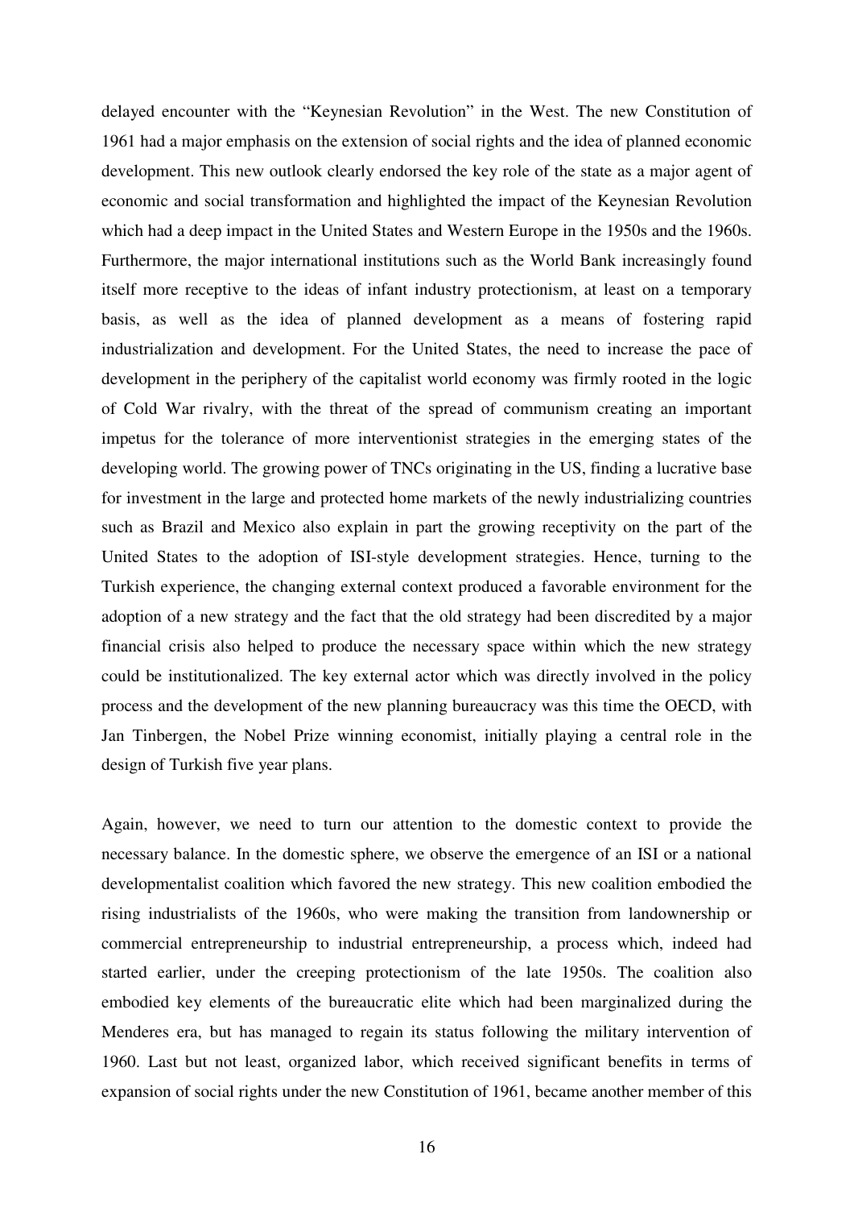delayed encounter with the "Keynesian Revolution" in the West. The new Constitution of 1961 had a major emphasis on the extension of social rights and the idea of planned economic development. This new outlook clearly endorsed the key role of the state as a major agent of economic and social transformation and highlighted the impact of the Keynesian Revolution which had a deep impact in the United States and Western Europe in the 1950s and the 1960s. Furthermore, the major international institutions such as the World Bank increasingly found itself more receptive to the ideas of infant industry protectionism, at least on a temporary basis, as well as the idea of planned development as a means of fostering rapid industrialization and development. For the United States, the need to increase the pace of development in the periphery of the capitalist world economy was firmly rooted in the logic of Cold War rivalry, with the threat of the spread of communism creating an important impetus for the tolerance of more interventionist strategies in the emerging states of the developing world. The growing power of TNCs originating in the US, finding a lucrative base for investment in the large and protected home markets of the newly industrializing countries such as Brazil and Mexico also explain in part the growing receptivity on the part of the United States to the adoption of ISI-style development strategies. Hence, turning to the Turkish experience, the changing external context produced a favorable environment for the adoption of a new strategy and the fact that the old strategy had been discredited by a major financial crisis also helped to produce the necessary space within which the new strategy could be institutionalized. The key external actor which was directly involved in the policy process and the development of the new planning bureaucracy was this time the OECD, with Jan Tinbergen, the Nobel Prize winning economist, initially playing a central role in the design of Turkish five year plans.

Again, however, we need to turn our attention to the domestic context to provide the necessary balance. In the domestic sphere, we observe the emergence of an ISI or a national developmentalist coalition which favored the new strategy. This new coalition embodied the rising industrialists of the 1960s, who were making the transition from landownership or commercial entrepreneurship to industrial entrepreneurship, a process which, indeed had started earlier, under the creeping protectionism of the late 1950s. The coalition also embodied key elements of the bureaucratic elite which had been marginalized during the Menderes era, but has managed to regain its status following the military intervention of 1960. Last but not least, organized labor, which received significant benefits in terms of expansion of social rights under the new Constitution of 1961, became another member of this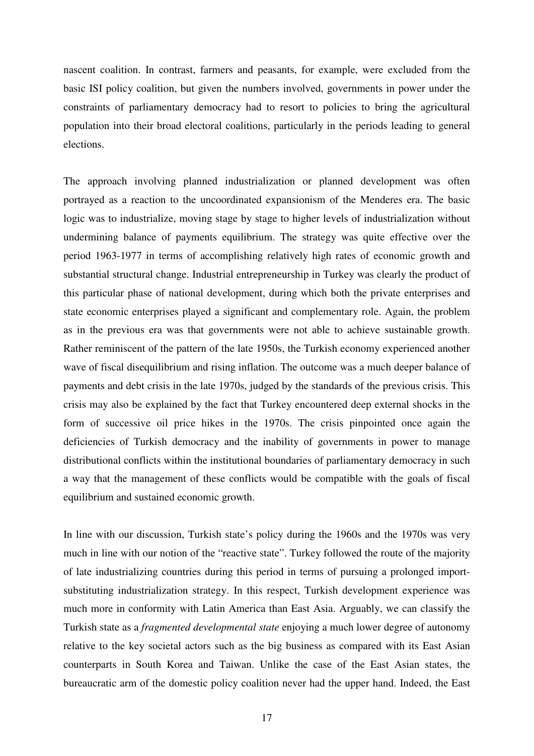nascent coalition. In contrast, farmers and peasants, for example, were excluded from the basic ISI policy coalition, but given the numbers involved, governments in power under the constraints of parliamentary democracy had to resort to policies to bring the agricultural population into their broad electoral coalitions, particularly in the periods leading to general elections.

The approach involving planned industrialization or planned development was often portrayed as a reaction to the uncoordinated expansionism of the Menderes era. The basic logic was to industrialize, moving stage by stage to higher levels of industrialization without undermining balance of payments equilibrium. The strategy was quite effective over the period 1963-1977 in terms of accomplishing relatively high rates of economic growth and substantial structural change. Industrial entrepreneurship in Turkey was clearly the product of this particular phase of national development, during which both the private enterprises and state economic enterprises played a significant and complementary role. Again, the problem as in the previous era was that governments were not able to achieve sustainable growth. Rather reminiscent of the pattern of the late 1950s, the Turkish economy experienced another wave of fiscal disequilibrium and rising inflation. The outcome was a much deeper balance of payments and debt crisis in the late 1970s, judged by the standards of the previous crisis. This crisis may also be explained by the fact that Turkey encountered deep external shocks in the form of successive oil price hikes in the 1970s. The crisis pinpointed once again the deficiencies of Turkish democracy and the inability of governments in power to manage distributional conflicts within the institutional boundaries of parliamentary democracy in such a way that the management of these conflicts would be compatible with the goals of fiscal equilibrium and sustained economic growth.

In line with our discussion, Turkish state's policy during the 1960s and the 1970s was very much in line with our notion of the "reactive state". Turkey followed the route of the majority of late industrializing countries during this period in terms of pursuing a prolonged import-substituting industrialization strategy. In this respect, Turkish development experience was much more in conformity with Latin America than East Asia. Arguably, we can classify the Turkish state as a *fragmented developmental state* enjoying a much lower degree of autonomy relative to the key societal actors such as the big business as compared with its East Asian counterparts in South Korea and Taiwan. Unlike the case of the East Asian states, the bureaucratic arm of the domestic policy coalition never had the upper hand. Indeed, the East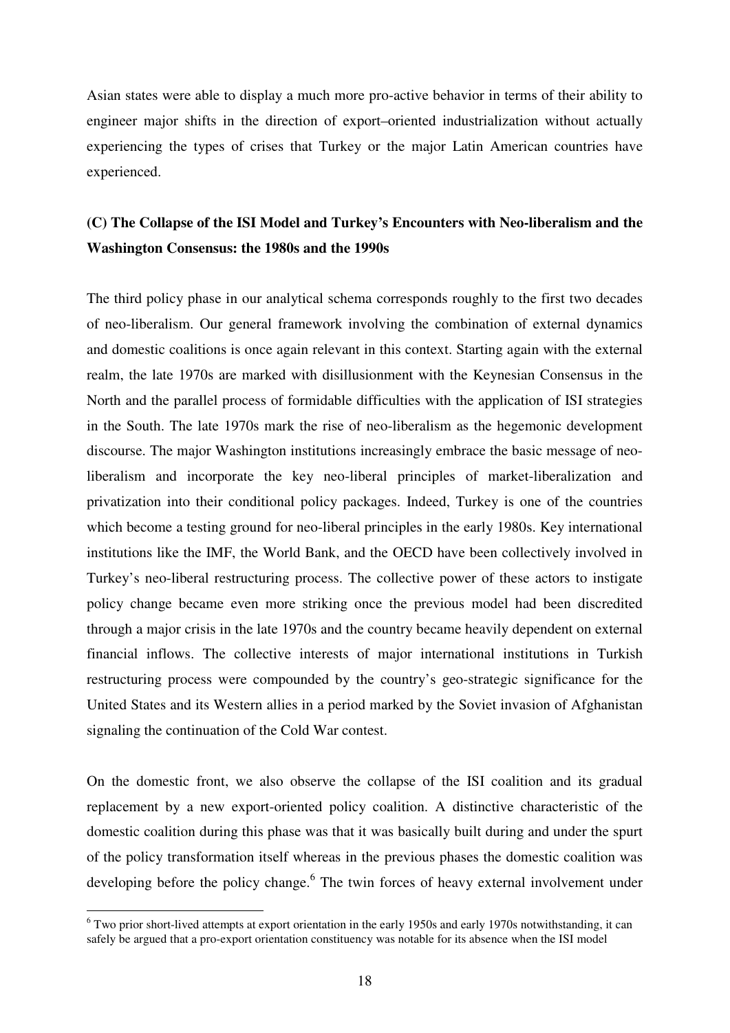Asian states were able to display a much more pro-active behavior in terms of their ability to engineer major shifts in the direction of export–oriented industrialization without actually experiencing the types of crises that Turkey or the major Latin American countries have experienced.

### (C) The Collapse of the ISI Model and Turkey's Encounters with Neo-liberalism and the Washington Consensus: the 1980s and the 1990s

The third policy phase in our analytical schema corresponds roughly to the first two decades of neo-liberalism. Our general framework involving the combination of external dynamics and domestic coalitions is once again relevant in this context. Starting again with the external realm, the late 1970s are marked with disillusionment with the Keynesian Consensus in the North and the parallel process of formidable difficulties with the application of ISI strategies in the South. The late 1970s mark the rise of neo-liberalism as the hegemonic development discourse. The major Washington institutions increasingly embrace the basic message of neo-liberalism and incorporate the key neo-liberal principles of market-liberalization and privatization into their conditional policy packages. Indeed, Turkey is one of the countries which become a testing ground for neo-liberal principles in the early 1980s. Key international institutions like the IMF, the World Bank, and the OECD have been collectively involved in Turkey's neo-liberal restructuring process. The collective power of these actors to instigate policy change became even more striking once the previous model had been discredited through a major crisis in the late 1970s and the country became heavily dependent on external financial inflows. The collective interests of major international institutions in Turkish restructuring process were compounded by the country's geo-strategic significance for the United States and its Western allies in a period marked by the Soviet invasion of Afghanistan signaling the continuation of the Cold War contest.

On the domestic front, we also observe the collapse of the ISI coalition and its gradual replacement by a new export-oriented policy coalition. A distinctive characteristic of the domestic coalition during this phase was that it was basically built during and under the spurt of the policy transformation itself whereas in the previous phases the domestic coalition was developing before the policy change.[6] The twin forces of heavy external involvement under

[6] Two prior short-lived attempts at export orientation in the early 1950s and early 1970s notwithstanding, it can safely be argued that a pro-export orientation constituency was notable for its absence when the ISI model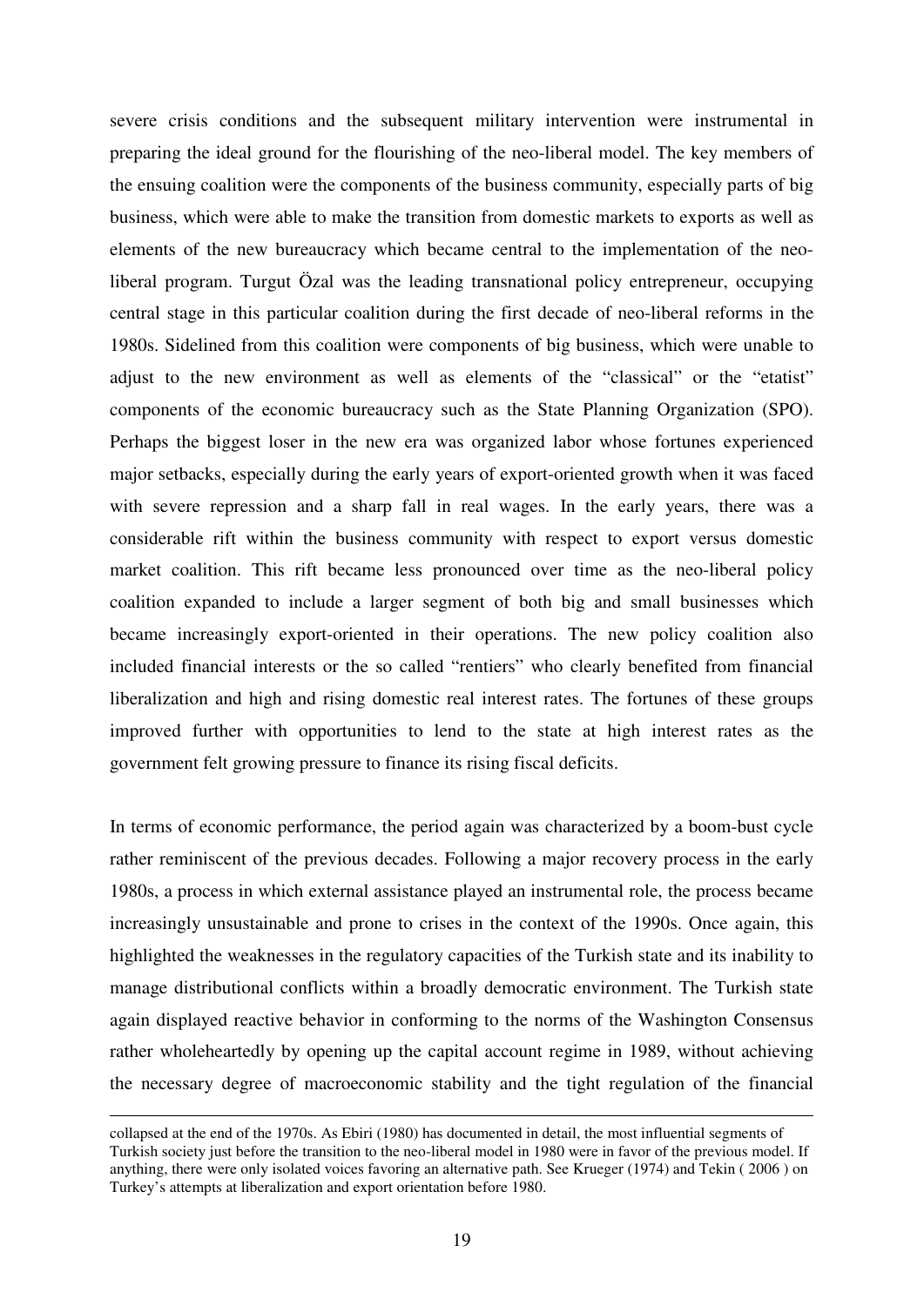severe crisis conditions and the subsequent military intervention were instrumental in preparing the ideal ground for the flourishing of the neo-liberal model. The key members of the ensuing coalition were the components of the business community, especially parts of big business, which were able to make the transition from domestic markets to exports as well as elements of the new bureaucracy which became central to the implementation of the neo-liberal program. Turgut Özal was the leading transnational policy entrepreneur, occupying central stage in this particular coalition during the first decade of neo-liberal reforms in the 1980s. Sidelined from this coalition were components of big business, which were unable to adjust to the new environment as well as elements of the "classical" or the "etatist" components of the economic bureaucracy such as the State Planning Organization (SPO). Perhaps the biggest loser in the new era was organized labor whose fortunes experienced major setbacks, especially during the early years of export-oriented growth when it was faced with severe repression and a sharp fall in real wages. In the early years, there was a considerable rift within the business community with respect to export versus domestic market coalition. This rift became less pronounced over time as the neo-liberal policy coalition expanded to include a larger segment of both big and small businesses which became increasingly export-oriented in their operations. The new policy coalition also included financial interests or the so called "rentiers" who clearly benefited from financial liberalization and high and rising domestic real interest rates. The fortunes of these groups improved further with opportunities to lend to the state at high interest rates as the government felt growing pressure to finance its rising fiscal deficits.

In terms of economic performance, the period again was characterized by a boom-bust cycle rather reminiscent of the previous decades. Following a major recovery process in the early 1980s, a process in which external assistance played an instrumental role, the process became increasingly unsustainable and prone to crises in the context of the 1990s. Once again, this highlighted the weaknesses in the regulatory capacities of the Turkish state and its inability to manage distributional conflicts within a broadly democratic environment. The Turkish state again displayed reactive behavior in conforming to the norms of the Washington Consensus rather wholeheartedly by opening up the capital account regime in 1989, without achieving the necessary degree of macroeconomic stability and the tight regulation of the financial

---

collapsed at the end of the 1970s. As Ebiri (1980) has documented in detail, the most influential segments of Turkish society just before the transition to the neo-liberal model in 1980 were in favor of the previous model. If anything, there were only isolated voices favoring an alternative path. See Krueger (1974) and Tekin ( 2006 ) on Turkey's attempts at liberalization and export orientation before 1980.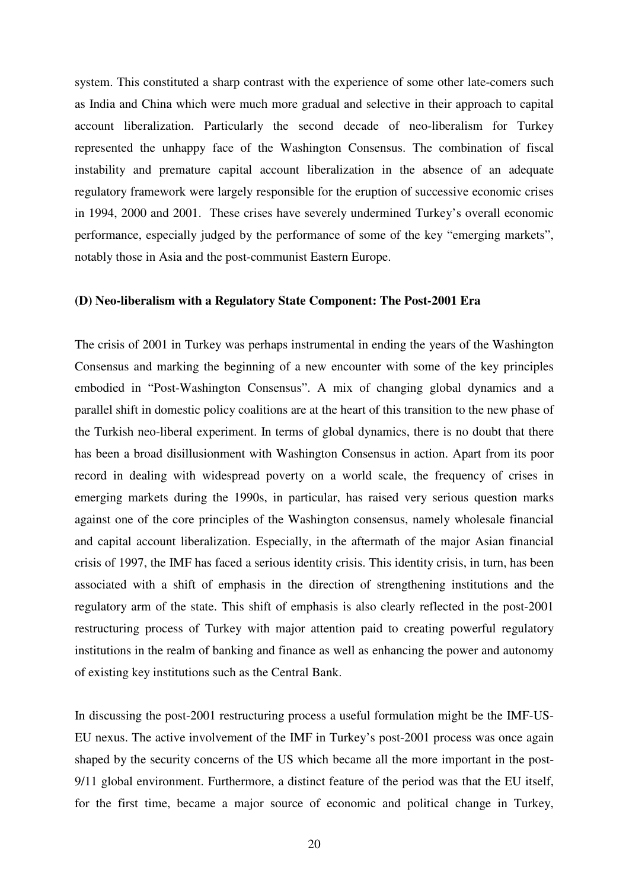system. This constituted a sharp contrast with the experience of some other late-comers such as India and China which were much more gradual and selective in their approach to capital account liberalization. Particularly the second decade of neo-liberalism for Turkey represented the unhappy face of the Washington Consensus. The combination of fiscal instability and premature capital account liberalization in the absence of an adequate regulatory framework were largely responsible for the eruption of successive economic crises in 1994, 2000 and 2001. These crises have severely undermined Turkey's overall economic performance, especially judged by the performance of some of the key "emerging markets", notably those in Asia and the post-communist Eastern Europe.

**(D) Neo-liberalism with a Regulatory State Component: The Post-2001 Era**

The crisis of 2001 in Turkey was perhaps instrumental in ending the years of the Washington Consensus and marking the beginning of a new encounter with some of the key principles embodied in "Post-Washington Consensus". A mix of changing global dynamics and a parallel shift in domestic policy coalitions are at the heart of this transition to the new phase of the Turkish neo-liberal experiment. In terms of global dynamics, there is no doubt that there has been a broad disillusionment with Washington Consensus in action. Apart from its poor record in dealing with widespread poverty on a world scale, the frequency of crises in emerging markets during the 1990s, in particular, has raised very serious question marks against one of the core principles of the Washington consensus, namely wholesale financial and capital account liberalization. Especially, in the aftermath of the major Asian financial crisis of 1997, the IMF has faced a serious identity crisis. This identity crisis, in turn, has been associated with a shift of emphasis in the direction of strengthening institutions and the regulatory arm of the state. This shift of emphasis is also clearly reflected in the post-2001 restructuring process of Turkey with major attention paid to creating powerful regulatory institutions in the realm of banking and finance as well as enhancing the power and autonomy of existing key institutions such as the Central Bank.

In discussing the post-2001 restructuring process a useful formulation might be the IMF-US-EU nexus. The active involvement of the IMF in Turkey's post-2001 process was once again shaped by the security concerns of the US which became all the more important in the post-9/11 global environment. Furthermore, a distinct feature of the period was that the EU itself, for the first time, became a major source of economic and political change in Turkey,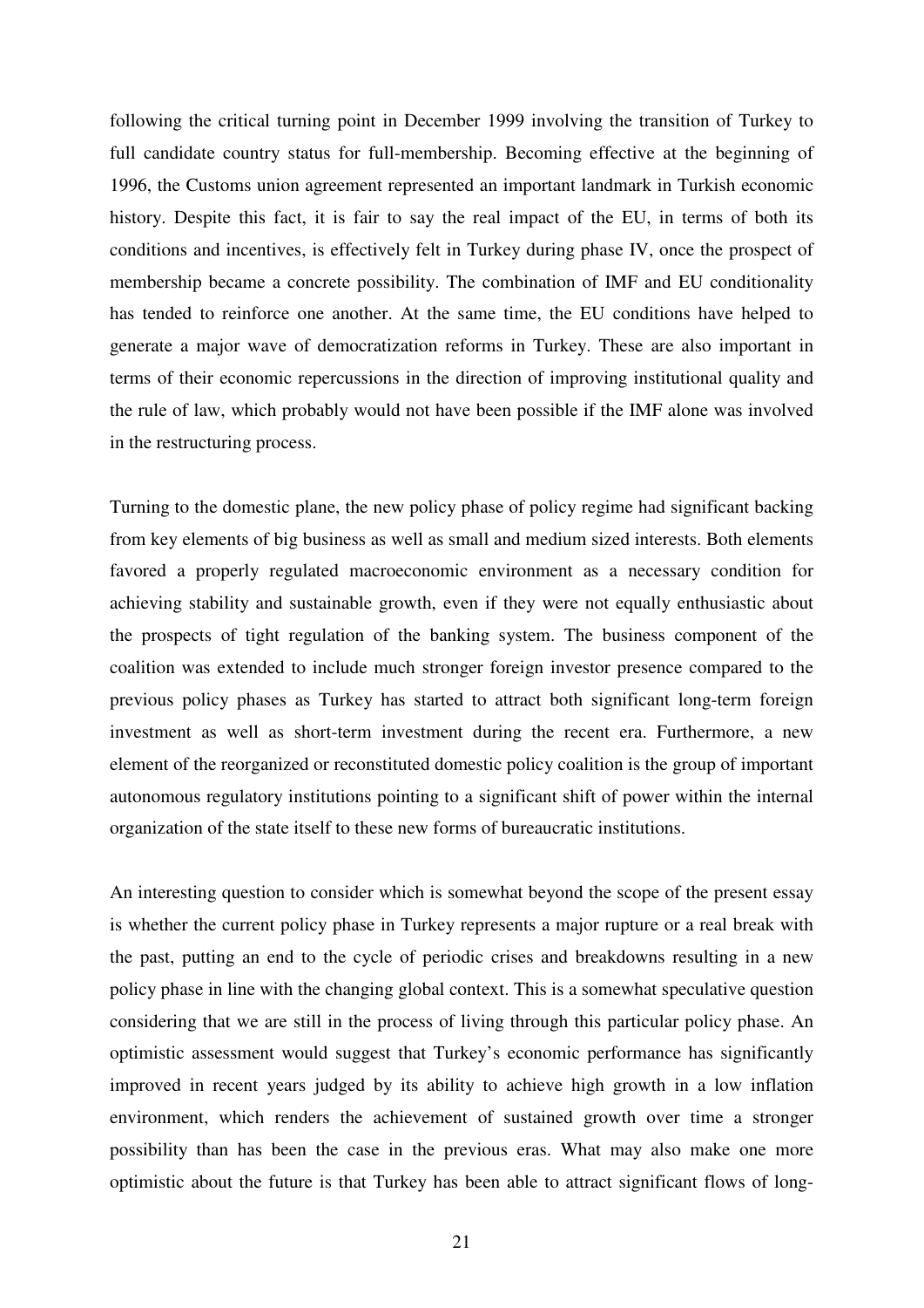following the critical turning point in December 1999 involving the transition of Turkey to full candidate country status for full-membership. Becoming effective at the beginning of 1996, the Customs union agreement represented an important landmark in Turkish economic history. Despite this fact, it is fair to say the real impact of the EU, in terms of both its conditions and incentives, is effectively felt in Turkey during phase IV, once the prospect of membership became a concrete possibility. The combination of IMF and EU conditionality has tended to reinforce one another. At the same time, the EU conditions have helped to generate a major wave of democratization reforms in Turkey. These are also important in terms of their economic repercussions in the direction of improving institutional quality and the rule of law, which probably would not have been possible if the IMF alone was involved in the restructuring process.

Turning to the domestic plane, the new policy phase of policy regime had significant backing from key elements of big business as well as small and medium sized interests. Both elements favored a properly regulated macroeconomic environment as a necessary condition for achieving stability and sustainable growth, even if they were not equally enthusiastic about the prospects of tight regulation of the banking system. The business component of the coalition was extended to include much stronger foreign investor presence compared to the previous policy phases as Turkey has started to attract both significant long-term foreign investment as well as short-term investment during the recent era. Furthermore, a new element of the reorganized or reconstituted domestic policy coalition is the group of important autonomous regulatory institutions pointing to a significant shift of power within the internal organization of the state itself to these new forms of bureaucratic institutions.

An interesting question to consider which is somewhat beyond the scope of the present essay is whether the current policy phase in Turkey represents a major rupture or a real break with the past, putting an end to the cycle of periodic crises and breakdowns resulting in a new policy phase in line with the changing global context. This is a somewhat speculative question considering that we are still in the process of living through this particular policy phase. An optimistic assessment would suggest that Turkey's economic performance has significantly improved in recent years judged by its ability to achieve high growth in a low inflation environment, which renders the achievement of sustained growth over time a stronger possibility than has been the case in the previous eras. What may also make one more optimistic about the future is that Turkey has been able to attract significant flows of long-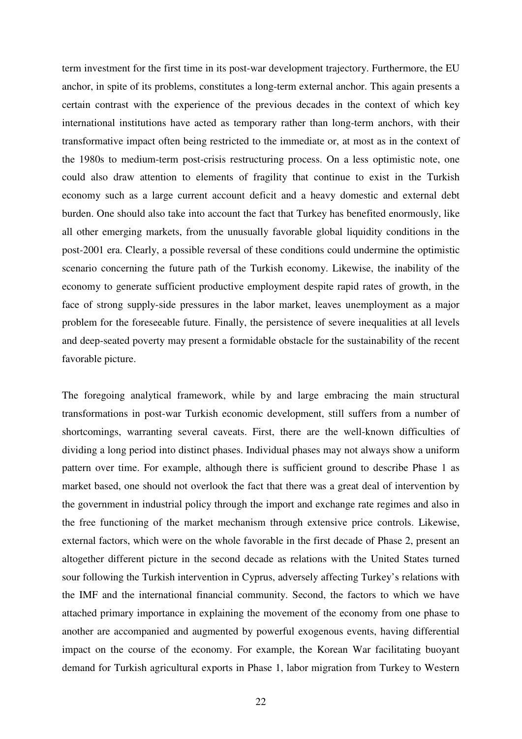term investment for the first time in its post-war development trajectory. Furthermore, the EU anchor, in spite of its problems, constitutes a long-term external anchor. This again presents a certain contrast with the experience of the previous decades in the context of which key international institutions have acted as temporary rather than long-term anchors, with their transformative impact often being restricted to the immediate or, at most as in the context of the 1980s to medium-term post-crisis restructuring process. On a less optimistic note, one could also draw attention to elements of fragility that continue to exist in the Turkish economy such as a large current account deficit and a heavy domestic and external debt burden. One should also take into account the fact that Turkey has benefited enormously, like all other emerging markets, from the unusually favorable global liquidity conditions in the post-2001 era. Clearly, a possible reversal of these conditions could undermine the optimistic scenario concerning the future path of the Turkish economy. Likewise, the inability of the economy to generate sufficient productive employment despite rapid rates of growth, in the face of strong supply-side pressures in the labor market, leaves unemployment as a major problem for the foreseeable future. Finally, the persistence of severe inequalities at all levels and deep-seated poverty may present a formidable obstacle for the sustainability of the recent favorable picture.

The foregoing analytical framework, while by and large embracing the main structural transformations in post-war Turkish economic development, still suffers from a number of shortcomings, warranting several caveats. First, there are the well-known difficulties of dividing a long period into distinct phases. Individual phases may not always show a uniform pattern over time. For example, although there is sufficient ground to describe Phase 1 as market based, one should not overlook the fact that there was a great deal of intervention by the government in industrial policy through the import and exchange rate regimes and also in the free functioning of the market mechanism through extensive price controls. Likewise, external factors, which were on the whole favorable in the first decade of Phase 2, present an altogether different picture in the second decade as relations with the United States turned sour following the Turkish intervention in Cyprus, adversely affecting Turkey's relations with the IMF and the international financial community. Second, the factors to which we have attached primary importance in explaining the movement of the economy from one phase to another are accompanied and augmented by powerful exogenous events, having differential impact on the course of the economy. For example, the Korean War facilitating buoyant demand for Turkish agricultural exports in Phase 1, labor migration from Turkey to Western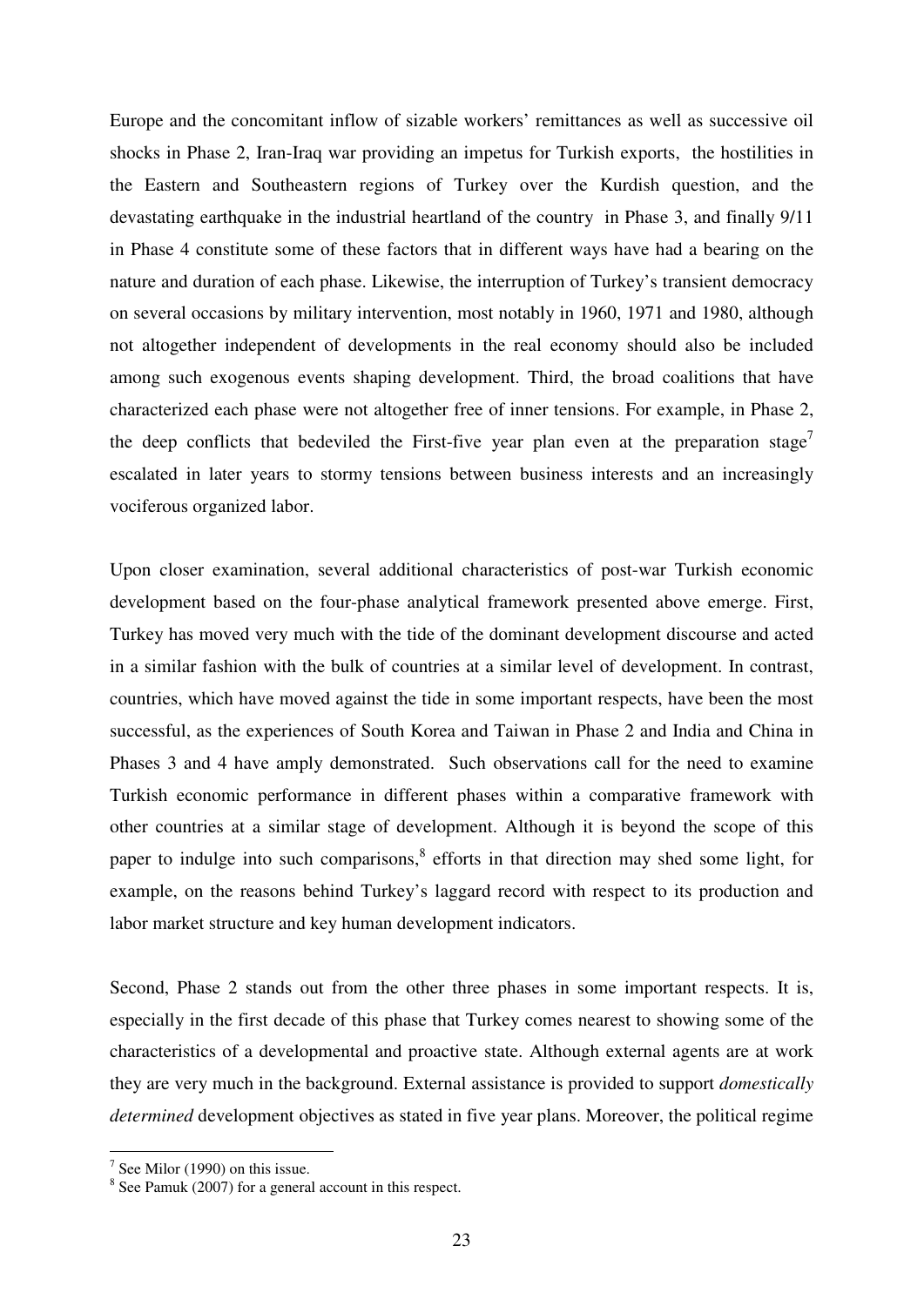Europe and the concomitant inflow of sizable workers' remittances as well as successive oil shocks in Phase 2, Iran-Iraq war providing an impetus for Turkish exports, the hostilities in the Eastern and Southeastern regions of Turkey over the Kurdish question, and the devastating earthquake in the industrial heartland of the country in Phase 3, and finally 9/11 in Phase 4 constitute some of these factors that in different ways have had a bearing on the nature and duration of each phase. Likewise, the interruption of Turkey's transient democracy on several occasions by military intervention, most notably in 1960, 1971 and 1980, although not altogether independent of developments in the real economy should also be included among such exogenous events shaping development. Third, the broad coalitions that have characterized each phase were not altogether free of inner tensions. For example, in Phase 2, the deep conflicts that bedeviled the First-five year plan even at the preparation stage[7] escalated in later years to stormy tensions between business interests and an increasingly vociferous organized labor.

Upon closer examination, several additional characteristics of post-war Turkish economic development based on the four-phase analytical framework presented above emerge. First, Turkey has moved very much with the tide of the dominant development discourse and acted in a similar fashion with the bulk of countries at a similar level of development. In contrast, countries, which have moved against the tide in some important respects, have been the most successful, as the experiences of South Korea and Taiwan in Phase 2 and India and China in Phases 3 and 4 have amply demonstrated. Such observations call for the need to examine Turkish economic performance in different phases within a comparative framework with other countries at a similar stage of development. Although it is beyond the scope of this paper to indulge into such comparisons,[8] efforts in that direction may shed some light, for example, on the reasons behind Turkey's laggard record with respect to its production and labor market structure and key human development indicators.

Second, Phase 2 stands out from the other three phases in some important respects. It is, especially in the first decade of this phase that Turkey comes nearest to showing some of the characteristics of a developmental and proactive state. Although external agents are at work they are very much in the background. External assistance is provided to support *domestically determined* development objectives as stated in five year plans. Moreover, the political regime

[7] See Milor (1990) on this issue.

[8] See Pamuk (2007) for a general account in this respect.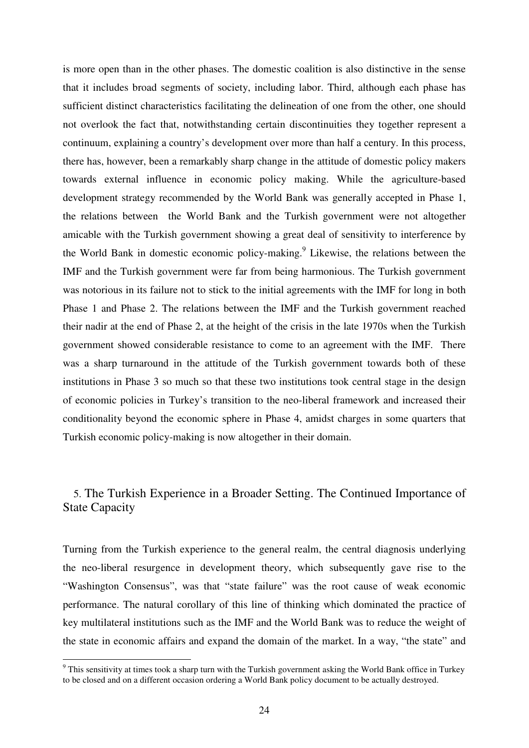is more open than in the other phases. The domestic coalition is also distinctive in the sense that it includes broad segments of society, including labor. Third, although each phase has sufficient distinct characteristics facilitating the delineation of one from the other, one should not overlook the fact that, notwithstanding certain discontinuities they together represent a continuum, explaining a country's development over more than half a century. In this process, there has, however, been a remarkably sharp change in the attitude of domestic policy makers towards external influence in economic policy making. While the agriculture-based development strategy recommended by the World Bank was generally accepted in Phase 1, the relations between the World Bank and the Turkish government were not altogether amicable with the Turkish government showing a great deal of sensitivity to interference by the World Bank in domestic economic policy-making.[9] Likewise, the relations between the IMF and the Turkish government were far from being harmonious. The Turkish government was notorious in its failure not to stick to the initial agreements with the IMF for long in both Phase 1 and Phase 2. The relations between the IMF and the Turkish government reached their nadir at the end of Phase 2, at the height of the crisis in the late 1970s when the Turkish government showed considerable resistance to come to an agreement with the IMF. There was a sharp turnaround in the attitude of the Turkish government towards both of these institutions in Phase 3 so much so that these two institutions took central stage in the design of economic policies in Turkey's transition to the neo-liberal framework and increased their conditionality beyond the economic sphere in Phase 4, amidst charges in some quarters that Turkish economic policy-making is now altogether in their domain.

## 5. The Turkish Experience in a Broader Setting. The Continued Importance of State Capacity

Turning from the Turkish experience to the general realm, the central diagnosis underlying the neo-liberal resurgence in development theory, which subsequently gave rise to the "Washington Consensus", was that "state failure" was the root cause of weak economic performance. The natural corollary of this line of thinking which dominated the practice of key multilateral institutions such as the IMF and the World Bank was to reduce the weight of the state in economic affairs and expand the domain of the market. In a way, "the state" and

[9] This sensitivity at times took a sharp turn with the Turkish government asking the World Bank office in Turkey to be closed and on a different occasion ordering a World Bank policy document to be actually destroyed.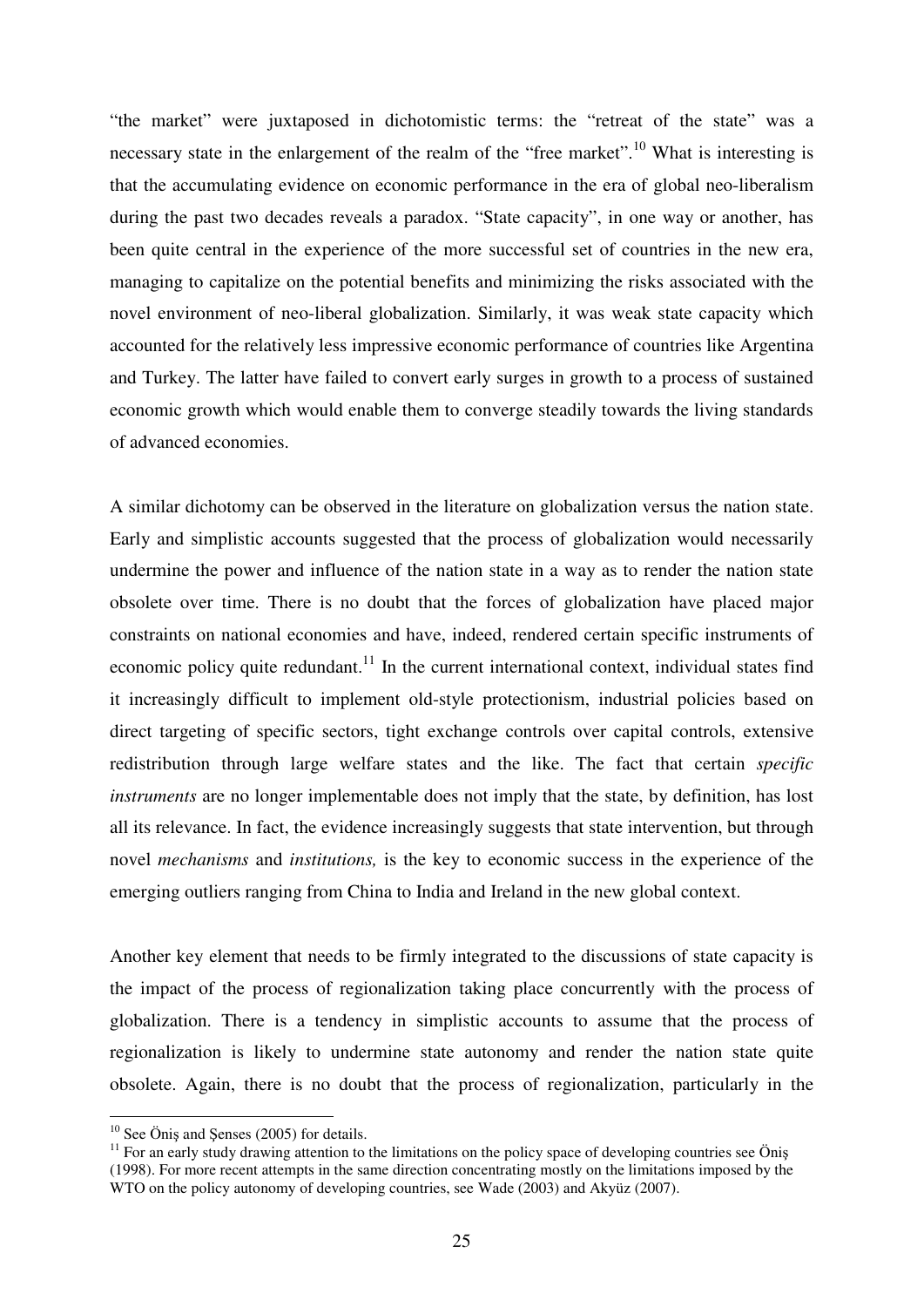"the market" were juxtaposed in dichotomistic terms: the "retreat of the state" was a necessary state in the enlargement of the realm of the "free market".[10] What is interesting is that the accumulating evidence on economic performance in the era of global neo-liberalism during the past two decades reveals a paradox. "State capacity", in one way or another, has been quite central in the experience of the more successful set of countries in the new era, managing to capitalize on the potential benefits and minimizing the risks associated with the novel environment of neo-liberal globalization. Similarly, it was weak state capacity which accounted for the relatively less impressive economic performance of countries like Argentina and Turkey. The latter have failed to convert early surges in growth to a process of sustained economic growth which would enable them to converge steadily towards the living standards of advanced economies.

A similar dichotomy can be observed in the literature on globalization versus the nation state. Early and simplistic accounts suggested that the process of globalization would necessarily undermine the power and influence of the nation state in a way as to render the nation state obsolete over time. There is no doubt that the forces of globalization have placed major constraints on national economies and have, indeed, rendered certain specific instruments of economic policy quite redundant.[11] In the current international context, individual states find it increasingly difficult to implement old-style protectionism, industrial policies based on direct targeting of specific sectors, tight exchange controls over capital controls, extensive redistribution through large welfare states and the like. The fact that certain *specific instruments* are no longer implementable does not imply that the state, by definition, has lost all its relevance. In fact, the evidence increasingly suggests that state intervention, but through novel *mechanisms* and *institutions,* is the key to economic success in the experience of the emerging outliers ranging from China to India and Ireland in the new global context.

Another key element that needs to be firmly integrated to the discussions of state capacity is the impact of the process of regionalization taking place concurrently with the process of globalization. There is a tendency in simplistic accounts to assume that the process of regionalization is likely to undermine state autonomy and render the nation state quite obsolete. Again, there is no doubt that the process of regionalization, particularly in the

---

[10] See Öniş and Şenses (2005) for details.

[11] For an early study drawing attention to the limitations on the policy space of developing countries see Öniş (1998). For more recent attempts in the same direction concentrating mostly on the limitations imposed by the WTO on the policy autonomy of developing countries, see Wade (2003) and Akyüz (2007).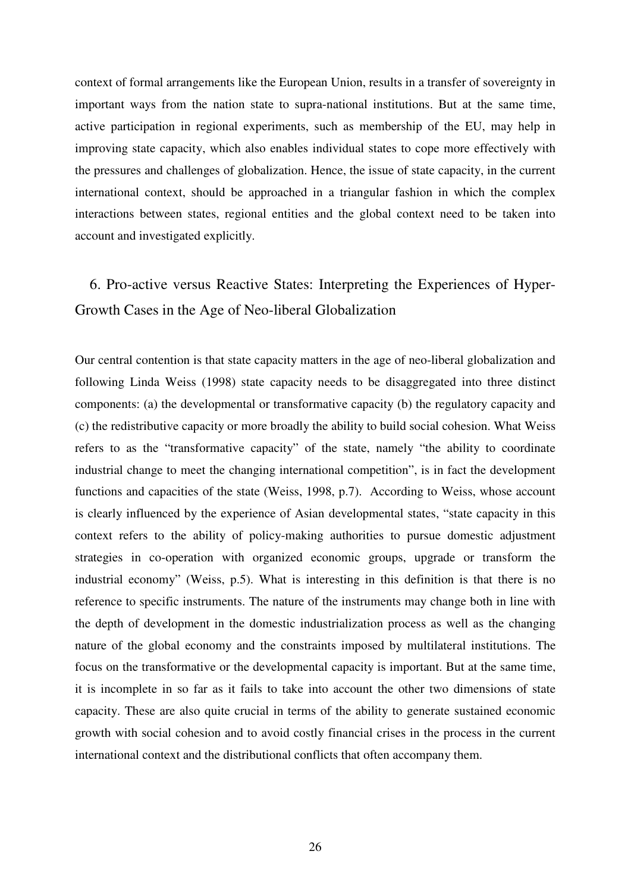context of formal arrangements like the European Union, results in a transfer of sovereignty in important ways from the nation state to supra-national institutions. But at the same time, active participation in regional experiments, such as membership of the EU, may help in improving state capacity, which also enables individual states to cope more effectively with the pressures and challenges of globalization. Hence, the issue of state capacity, in the current international context, should be approached in a triangular fashion in which the complex interactions between states, regional entities and the global context need to be taken into account and investigated explicitly.

## 6. Pro-active versus Reactive States: Interpreting the Experiences of Hyper-Growth Cases in the Age of Neo-liberal Globalization

Our central contention is that state capacity matters in the age of neo-liberal globalization and following Linda Weiss (1998) state capacity needs to be disaggregated into three distinct components: (a) the developmental or transformative capacity (b) the regulatory capacity and (c) the redistributive capacity or more broadly the ability to build social cohesion. What Weiss refers to as the "transformative capacity" of the state, namely "the ability to coordinate industrial change to meet the changing international competition", is in fact the development functions and capacities of the state (Weiss, 1998, p.7). According to Weiss, whose account is clearly influenced by the experience of Asian developmental states, "state capacity in this context refers to the ability of policy-making authorities to pursue domestic adjustment strategies in co-operation with organized economic groups, upgrade or transform the industrial economy" (Weiss, p.5). What is interesting in this definition is that there is no reference to specific instruments. The nature of the instruments may change both in line with the depth of development in the domestic industrialization process as well as the changing nature of the global economy and the constraints imposed by multilateral institutions. The focus on the transformative or the developmental capacity is important. But at the same time, it is incomplete in so far as it fails to take into account the other two dimensions of state capacity. These are also quite crucial in terms of the ability to generate sustained economic growth with social cohesion and to avoid costly financial crises in the process in the current international context and the distributional conflicts that often accompany them.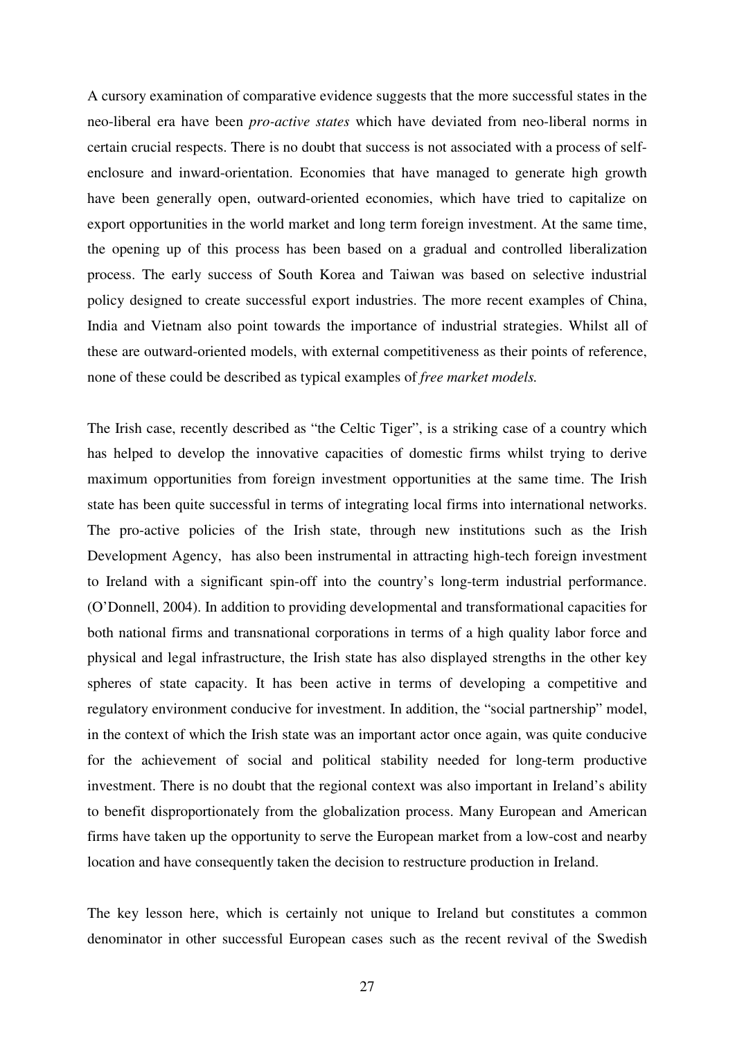A cursory examination of comparative evidence suggests that the more successful states in the neo-liberal era have been *pro-active states* which have deviated from neo-liberal norms in certain crucial respects. There is no doubt that success is not associated with a process of self-enclosure and inward-orientation. Economies that have managed to generate high growth have been generally open, outward-oriented economies, which have tried to capitalize on export opportunities in the world market and long term foreign investment. At the same time, the opening up of this process has been based on a gradual and controlled liberalization process. The early success of South Korea and Taiwan was based on selective industrial policy designed to create successful export industries. The more recent examples of China, India and Vietnam also point towards the importance of industrial strategies. Whilst all of these are outward-oriented models, with external competitiveness as their points of reference, none of these could be described as typical examples of *free market models.*

The Irish case, recently described as "the Celtic Tiger", is a striking case of a country which has helped to develop the innovative capacities of domestic firms whilst trying to derive maximum opportunities from foreign investment opportunities at the same time. The Irish state has been quite successful in terms of integrating local firms into international networks. The pro-active policies of the Irish state, through new institutions such as the Irish Development Agency, has also been instrumental in attracting high-tech foreign investment to Ireland with a significant spin-off into the country's long-term industrial performance. (O'Donnell, 2004). In addition to providing developmental and transformational capacities for both national firms and transnational corporations in terms of a high quality labor force and physical and legal infrastructure, the Irish state has also displayed strengths in the other key spheres of state capacity. It has been active in terms of developing a competitive and regulatory environment conducive for investment. In addition, the "social partnership" model, in the context of which the Irish state was an important actor once again, was quite conducive for the achievement of social and political stability needed for long-term productive investment. There is no doubt that the regional context was also important in Ireland's ability to benefit disproportionately from the globalization process. Many European and American firms have taken up the opportunity to serve the European market from a low-cost and nearby location and have consequently taken the decision to restructure production in Ireland.

The key lesson here, which is certainly not unique to Ireland but constitutes a common denominator in other successful European cases such as the recent revival of the Swedish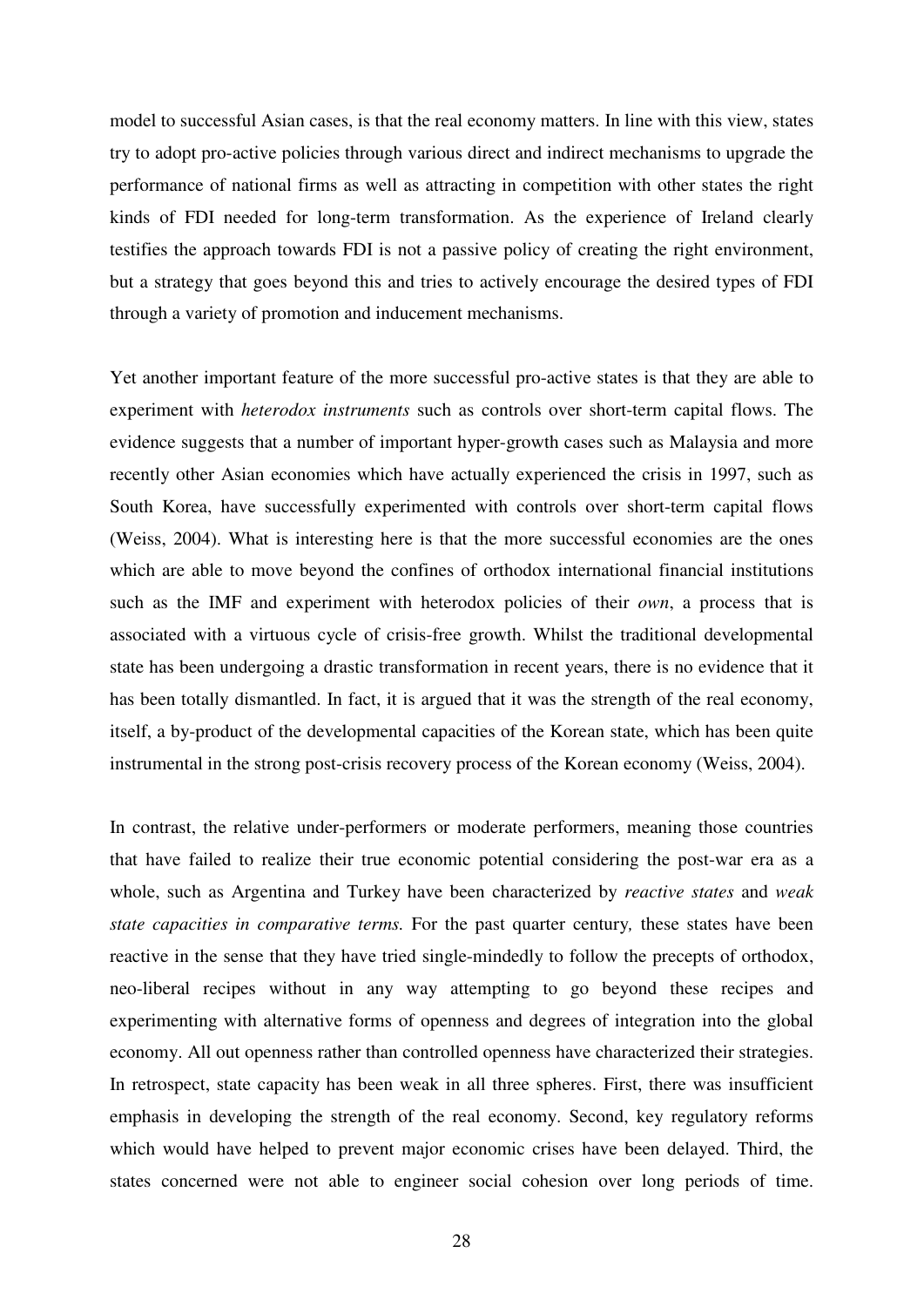model to successful Asian cases, is that the real economy matters. In line with this view, states try to adopt pro-active policies through various direct and indirect mechanisms to upgrade the performance of national firms as well as attracting in competition with other states the right kinds of FDI needed for long-term transformation. As the experience of Ireland clearly testifies the approach towards FDI is not a passive policy of creating the right environment, but a strategy that goes beyond this and tries to actively encourage the desired types of FDI through a variety of promotion and inducement mechanisms.

Yet another important feature of the more successful pro-active states is that they are able to experiment with *heterodox instruments* such as controls over short-term capital flows. The evidence suggests that a number of important hyper-growth cases such as Malaysia and more recently other Asian economies which have actually experienced the crisis in 1997, such as South Korea, have successfully experimented with controls over short-term capital flows (Weiss, 2004). What is interesting here is that the more successful economies are the ones which are able to move beyond the confines of orthodox international financial institutions such as the IMF and experiment with heterodox policies of their *own*, a process that is associated with a virtuous cycle of crisis-free growth. Whilst the traditional developmental state has been undergoing a drastic transformation in recent years, there is no evidence that it has been totally dismantled. In fact, it is argued that it was the strength of the real economy, itself, a by-product of the developmental capacities of the Korean state, which has been quite instrumental in the strong post-crisis recovery process of the Korean economy (Weiss, 2004).

In contrast, the relative under-performers or moderate performers, meaning those countries that have failed to realize their true economic potential considering the post-war era as a whole, such as Argentina and Turkey have been characterized by *reactive states* and *weak state capacities in comparative terms.* For the past quarter century*,* these states have been reactive in the sense that they have tried single-mindedly to follow the precepts of orthodox, neo-liberal recipes without in any way attempting to go beyond these recipes and experimenting with alternative forms of openness and degrees of integration into the global economy. All out openness rather than controlled openness have characterized their strategies. In retrospect, state capacity has been weak in all three spheres. First, there was insufficient emphasis in developing the strength of the real economy. Second, key regulatory reforms which would have helped to prevent major economic crises have been delayed. Third, the states concerned were not able to engineer social cohesion over long periods of time.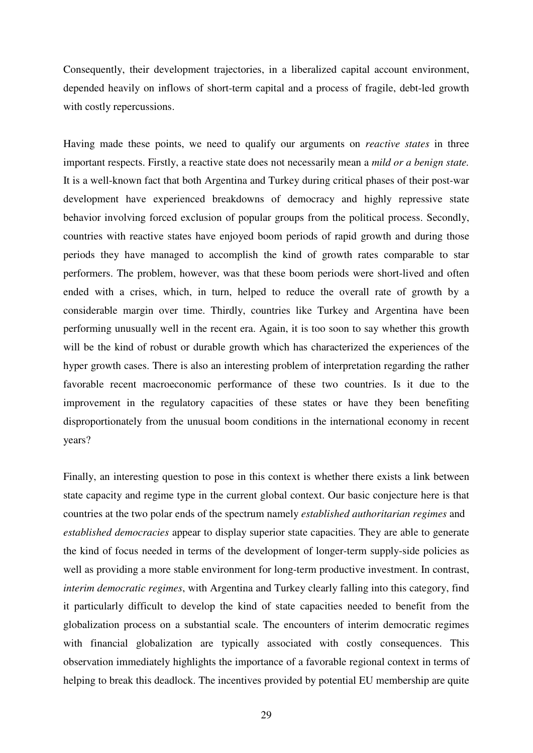Consequently, their development trajectories, in a liberalized capital account environment, depended heavily on inflows of short-term capital and a process of fragile, debt-led growth with costly repercussions.

Having made these points, we need to qualify our arguments on *reactive states* in three important respects. Firstly, a reactive state does not necessarily mean a *mild or a benign state.* It is a well-known fact that both Argentina and Turkey during critical phases of their post-war development have experienced breakdowns of democracy and highly repressive state behavior involving forced exclusion of popular groups from the political process. Secondly, countries with reactive states have enjoyed boom periods of rapid growth and during those periods they have managed to accomplish the kind of growth rates comparable to star performers. The problem, however, was that these boom periods were short-lived and often ended with a crises, which, in turn, helped to reduce the overall rate of growth by a considerable margin over time. Thirdly, countries like Turkey and Argentina have been performing unusually well in the recent era. Again, it is too soon to say whether this growth will be the kind of robust or durable growth which has characterized the experiences of the hyper growth cases. There is also an interesting problem of interpretation regarding the rather favorable recent macroeconomic performance of these two countries. Is it due to the improvement in the regulatory capacities of these states or have they been benefiting disproportionately from the unusual boom conditions in the international economy in recent years?

Finally, an interesting question to pose in this context is whether there exists a link between state capacity and regime type in the current global context. Our basic conjecture here is that countries at the two polar ends of the spectrum namely *established authoritarian regimes* and *established democracies* appear to display superior state capacities. They are able to generate the kind of focus needed in terms of the development of longer-term supply-side policies as well as providing a more stable environment for long-term productive investment. In contrast, *interim democratic regimes*, with Argentina and Turkey clearly falling into this category, find it particularly difficult to develop the kind of state capacities needed to benefit from the globalization process on a substantial scale. The encounters of interim democratic regimes with financial globalization are typically associated with costly consequences. This observation immediately highlights the importance of a favorable regional context in terms of helping to break this deadlock. The incentives provided by potential EU membership are quite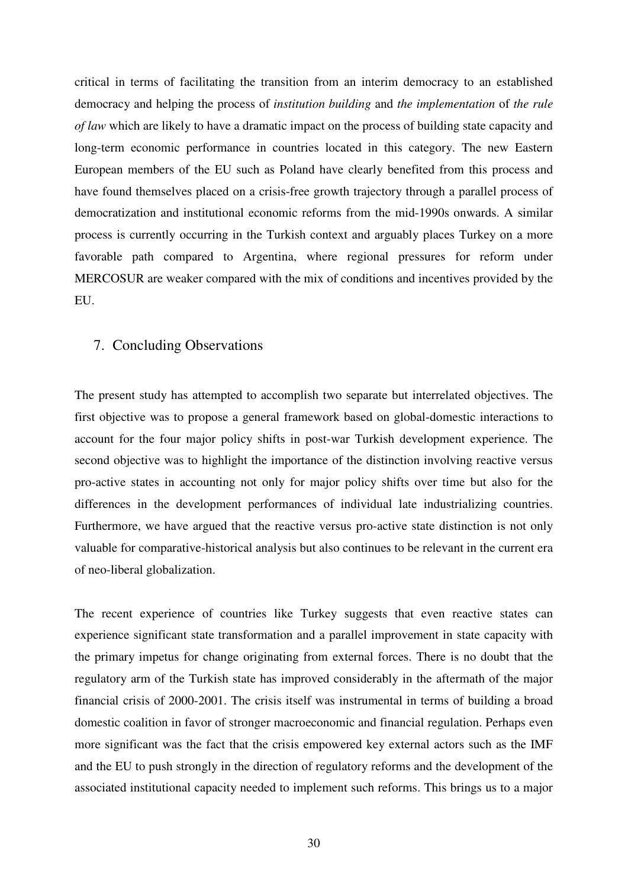critical in terms of facilitating the transition from an interim democracy to an established democracy and helping the process of *institution building* and *the implementation* of *the rule of law* which are likely to have a dramatic impact on the process of building state capacity and long-term economic performance in countries located in this category. The new Eastern European members of the EU such as Poland have clearly benefited from this process and have found themselves placed on a crisis-free growth trajectory through a parallel process of democratization and institutional economic reforms from the mid-1990s onwards. A similar process is currently occurring in the Turkish context and arguably places Turkey on a more favorable path compared to Argentina, where regional pressures for reform under MERCOSUR are weaker compared with the mix of conditions and incentives provided by the EU.

## 7. Concluding Observations

The present study has attempted to accomplish two separate but interrelated objectives. The first objective was to propose a general framework based on global-domestic interactions to account for the four major policy shifts in post-war Turkish development experience. The second objective was to highlight the importance of the distinction involving reactive versus pro-active states in accounting not only for major policy shifts over time but also for the differences in the development performances of individual late industrializing countries. Furthermore, we have argued that the reactive versus pro-active state distinction is not only valuable for comparative-historical analysis but also continues to be relevant in the current era of neo-liberal globalization.

The recent experience of countries like Turkey suggests that even reactive states can experience significant state transformation and a parallel improvement in state capacity with the primary impetus for change originating from external forces. There is no doubt that the regulatory arm of the Turkish state has improved considerably in the aftermath of the major financial crisis of 2000-2001. The crisis itself was instrumental in terms of building a broad domestic coalition in favor of stronger macroeconomic and financial regulation. Perhaps even more significant was the fact that the crisis empowered key external actors such as the IMF and the EU to push strongly in the direction of regulatory reforms and the development of the associated institutional capacity needed to implement such reforms. This brings us to a major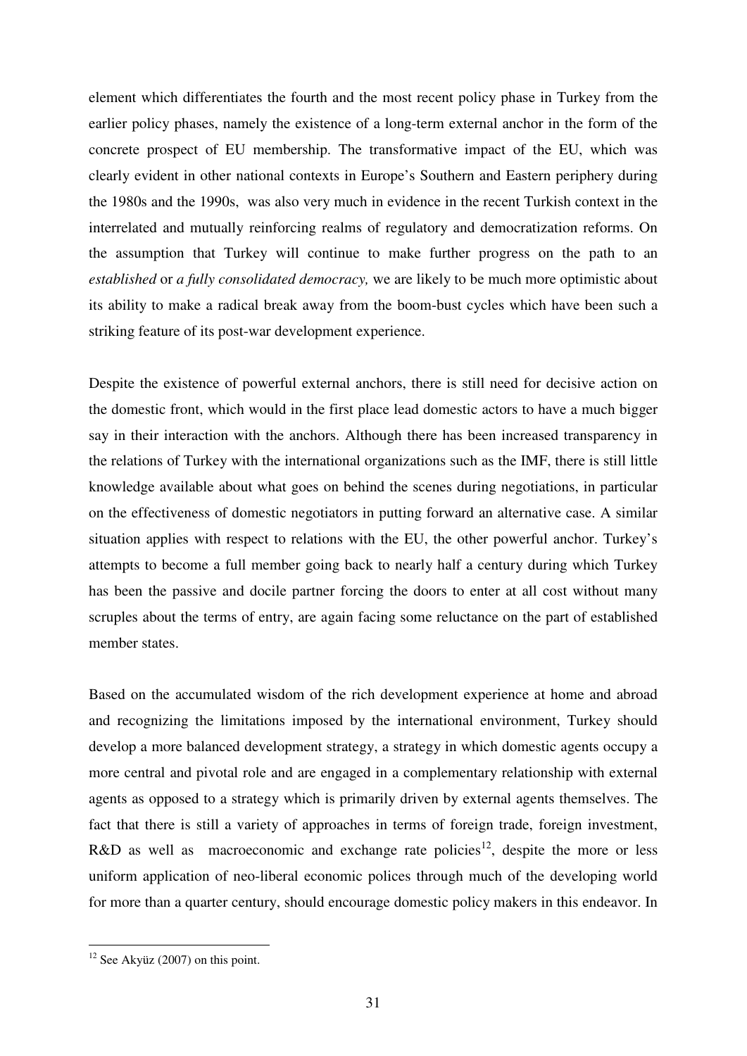element which differentiates the fourth and the most recent policy phase in Turkey from the earlier policy phases, namely the existence of a long-term external anchor in the form of the concrete prospect of EU membership. The transformative impact of the EU, which was clearly evident in other national contexts in Europe's Southern and Eastern periphery during the 1980s and the 1990s, was also very much in evidence in the recent Turkish context in the interrelated and mutually reinforcing realms of regulatory and democratization reforms. On the assumption that Turkey will continue to make further progress on the path to an *established* or *a fully consolidated democracy,* we are likely to be much more optimistic about its ability to make a radical break away from the boom-bust cycles which have been such a striking feature of its post-war development experience.

Despite the existence of powerful external anchors, there is still need for decisive action on the domestic front, which would in the first place lead domestic actors to have a much bigger say in their interaction with the anchors. Although there has been increased transparency in the relations of Turkey with the international organizations such as the IMF, there is still little knowledge available about what goes on behind the scenes during negotiations, in particular on the effectiveness of domestic negotiators in putting forward an alternative case. A similar situation applies with respect to relations with the EU, the other powerful anchor. Turkey's attempts to become a full member going back to nearly half a century during which Turkey has been the passive and docile partner forcing the doors to enter at all cost without many scruples about the terms of entry, are again facing some reluctance on the part of established member states.

Based on the accumulated wisdom of the rich development experience at home and abroad and recognizing the limitations imposed by the international environment, Turkey should develop a more balanced development strategy, a strategy in which domestic agents occupy a more central and pivotal role and are engaged in a complementary relationship with external agents as opposed to a strategy which is primarily driven by external agents themselves. The fact that there is still a variety of approaches in terms of foreign trade, foreign investment, R&D as well as macroeconomic and exchange rate policies[12], despite the more or less uniform application of neo-liberal economic polices through much of the developing world for more than a quarter century, should encourage domestic policy makers in this endeavor. In

[12] See Akyüz (2007) on this point.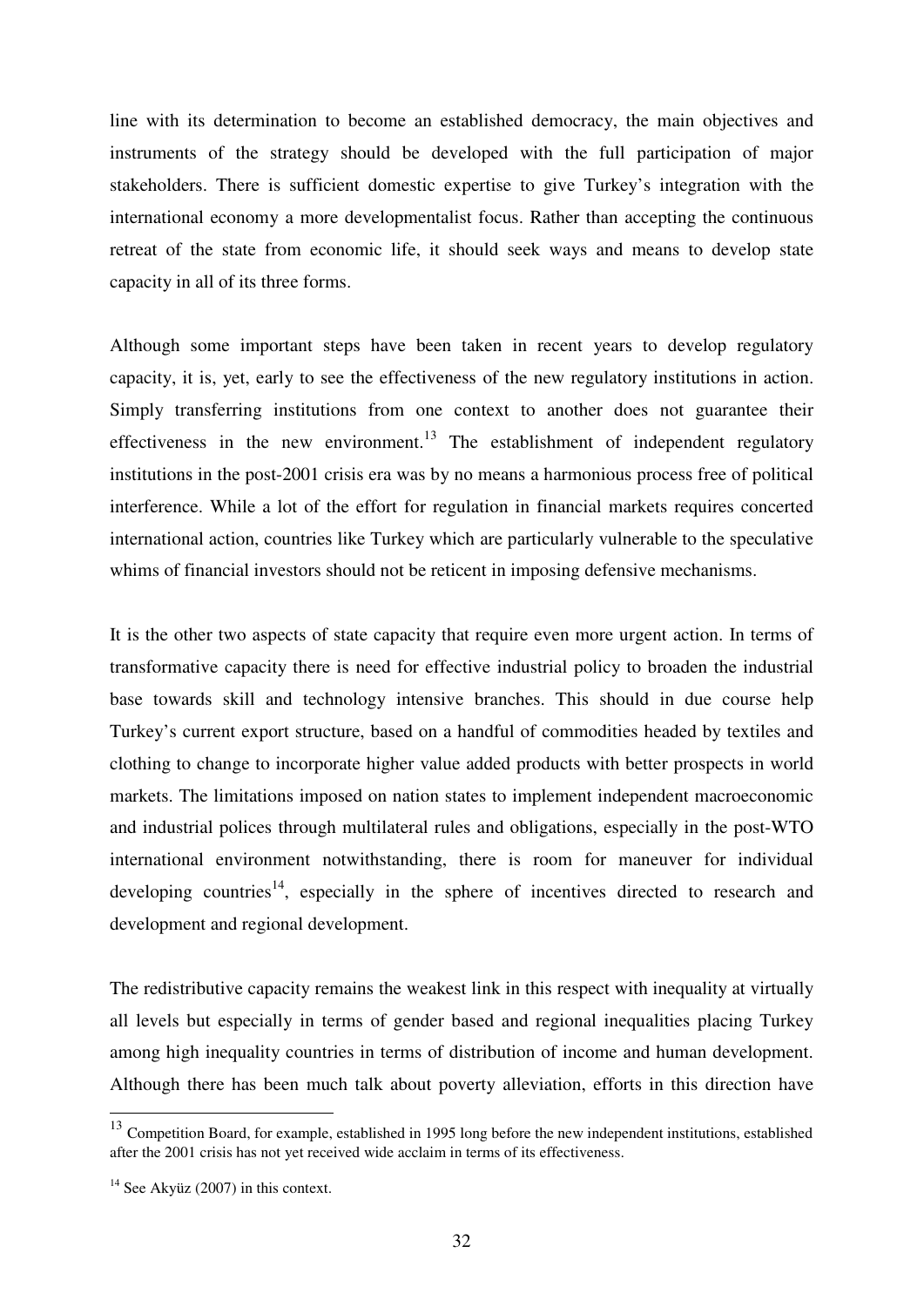line with its determination to become an established democracy, the main objectives and instruments of the strategy should be developed with the full participation of major stakeholders. There is sufficient domestic expertise to give Turkey's integration with the international economy a more developmentalist focus. Rather than accepting the continuous retreat of the state from economic life, it should seek ways and means to develop state capacity in all of its three forms.

Although some important steps have been taken in recent years to develop regulatory capacity, it is, yet, early to see the effectiveness of the new regulatory institutions in action. Simply transferring institutions from one context to another does not guarantee their effectiveness in the new environment.[13] The establishment of independent regulatory institutions in the post-2001 crisis era was by no means a harmonious process free of political interference. While a lot of the effort for regulation in financial markets requires concerted international action, countries like Turkey which are particularly vulnerable to the speculative whims of financial investors should not be reticent in imposing defensive mechanisms.

It is the other two aspects of state capacity that require even more urgent action. In terms of transformative capacity there is need for effective industrial policy to broaden the industrial base towards skill and technology intensive branches. This should in due course help Turkey's current export structure, based on a handful of commodities headed by textiles and clothing to change to incorporate higher value added products with better prospects in world markets. The limitations imposed on nation states to implement independent macroeconomic and industrial polices through multilateral rules and obligations, especially in the post-WTO international environment notwithstanding, there is room for maneuver for individual developing countries[14], especially in the sphere of incentives directed to research and development and regional development.

The redistributive capacity remains the weakest link in this respect with inequality at virtually all levels but especially in terms of gender based and regional inequalities placing Turkey among high inequality countries in terms of distribution of income and human development. Although there has been much talk about poverty alleviation, efforts in this direction have

[13] Competition Board, for example, established in 1995 long before the new independent institutions, established after the 2001 crisis has not yet received wide acclaim in terms of its effectiveness.

[14] See Akyüz (2007) in this context.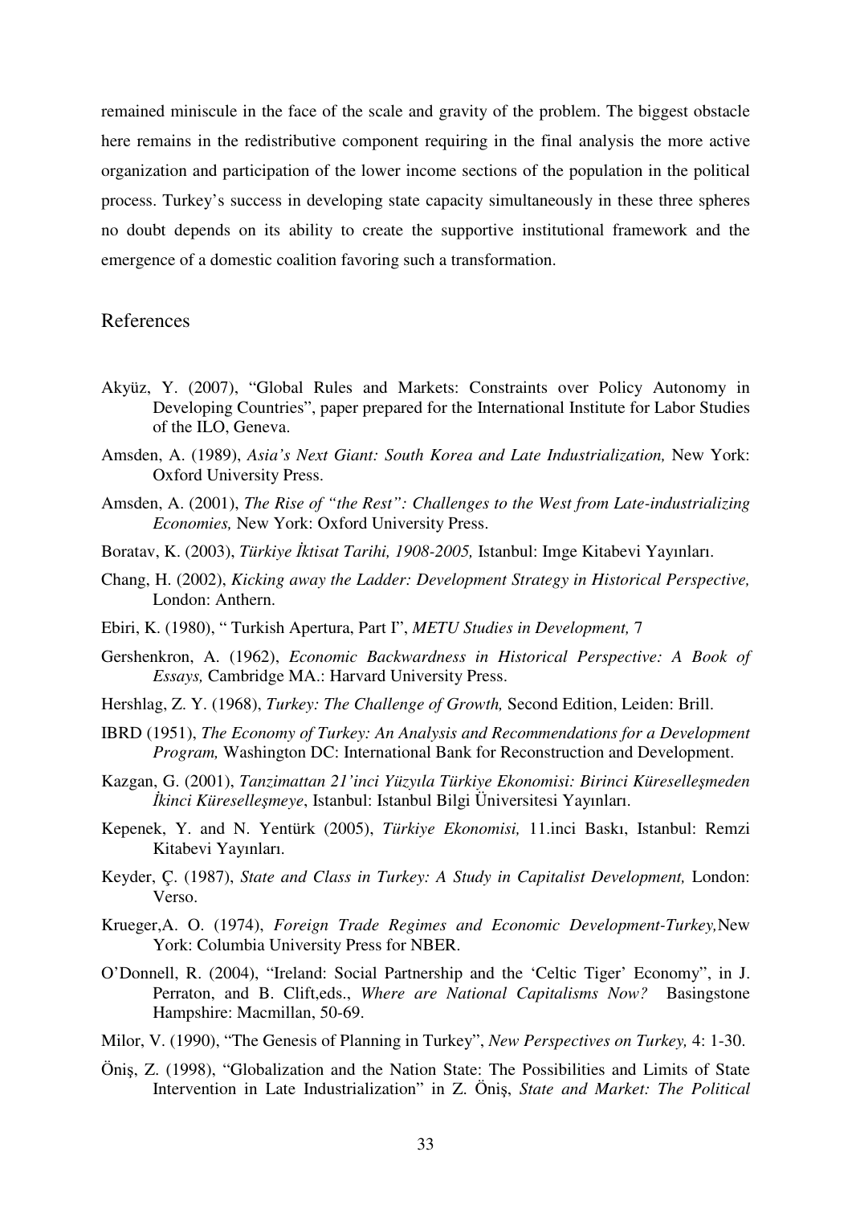remained miniscule in the face of the scale and gravity of the problem. The biggest obstacle here remains in the redistributive component requiring in the final analysis the more active organization and participation of the lower income sections of the population in the political process. Turkey's success in developing state capacity simultaneously in these three spheres no doubt depends on its ability to create the supportive institutional framework and the emergence of a domestic coalition favoring such a transformation.

## References

Akyüz, Y. (2007), "Global Rules and Markets: Constraints over Policy Autonomy in Developing Countries", paper prepared for the International Institute for Labor Studies of the ILO, Geneva.

Amsden, A. (1989), *Asia's Next Giant: South Korea and Late Industrialization,* New York: Oxford University Press.

Amsden, A. (2001), *The Rise of "the Rest": Challenges to the West from Late-industrializing Economies,* New York: Oxford University Press.

Boratav, K. (2003), *Türkiye İktisat Tarihi, 1908-2005,* Istanbul: Imge Kitabevi Yayınları.

Chang, H. (2002), *Kicking away the Ladder: Development Strategy in Historical Perspective,* London: Anthern.

Ebiri, K. (1980), " Turkish Apertura, Part I", *METU Studies in Development,* 7

Gershenkron, A. (1962), *Economic Backwardness in Historical Perspective: A Book of Essays,* Cambridge MA.: Harvard University Press.

Hershlag, Z. Y. (1968), *Turkey: The Challenge of Growth,* Second Edition, Leiden: Brill.

IBRD (1951), *The Economy of Turkey: An Analysis and Recommendations for a Development Program,* Washington DC: International Bank for Reconstruction and Development.

Kazgan, G. (2001), *Tanzimattan 21'inci Yüzyıla Türkiye Ekonomisi: Birinci Küreselleşmeden İkinci Küreselleşmeye*, Istanbul: Istanbul Bilgi Üniversitesi Yayınları.

Kepenek, Y. and N. Yentürk (2005), *Türkiye Ekonomisi,* 11.inci Baskı, Istanbul: Remzi Kitabevi Yayınları.

Keyder, Ç. (1987), *State and Class in Turkey: A Study in Capitalist Development,* London: Verso.

Krueger,A. O. (1974), *Foreign Trade Regimes and Economic Development-Turkey,*New York: Columbia University Press for NBER.

O'Donnell, R. (2004), "Ireland: Social Partnership and the 'Celtic Tiger' Economy", in J. Perraton, and B. Clift,eds., *Where are National Capitalisms Now?* Basingstone Hampshire: Macmillan, 50-69.

Milor, V. (1990), "The Genesis of Planning in Turkey", *New Perspectives on Turkey,* 4: 1-30.

Öniş, Z. (1998), "Globalization and the Nation State: The Possibilities and Limits of State Intervention in Late Industrialization" in Z. Öniş, *State and Market: The Political*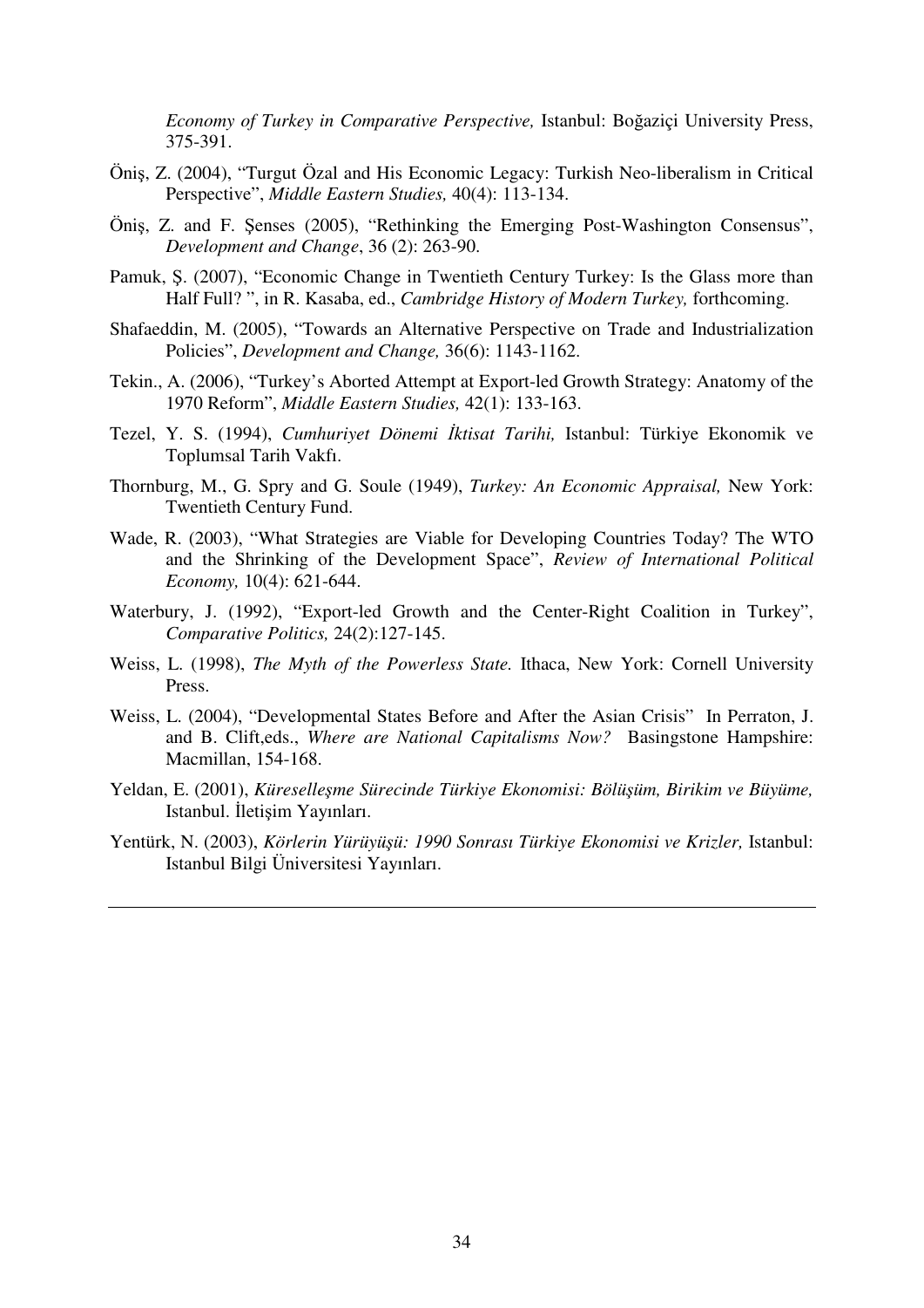*Economy of Turkey in Comparative Perspective,* Istanbul: Boğaziçi University Press, 375-391.

Öniş, Z. (2004), "Turgut Özal and His Economic Legacy: Turkish Neo-liberalism in Critical Perspective", *Middle Eastern Studies,* 40(4): 113-134.

Öniş, Z. and F. Şenses (2005), "Rethinking the Emerging Post-Washington Consensus", *Development and Change*, 36 (2): 263-90.

Pamuk, Ş. (2007), "Economic Change in Twentieth Century Turkey: Is the Glass more than Half Full? ", in R. Kasaba, ed., *Cambridge History of Modern Turkey,* forthcoming.

Shafaeddin, M. (2005), "Towards an Alternative Perspective on Trade and Industrialization Policies", *Development and Change,* 36(6): 1143-1162.

Tekin., A. (2006), "Turkey's Aborted Attempt at Export-led Growth Strategy: Anatomy of the 1970 Reform", *Middle Eastern Studies,* 42(1): 133-163.

Tezel, Y. S. (1994), *Cumhuriyet Dönemi İktisat Tarihi,* Istanbul: Türkiye Ekonomik ve Toplumsal Tarih Vakfı.

Thornburg, M., G. Spry and G. Soule (1949), *Turkey: An Economic Appraisal,* New York: Twentieth Century Fund.

Wade, R. (2003), "What Strategies are Viable for Developing Countries Today? The WTO and the Shrinking of the Development Space", *Review of International Political Economy,* 10(4): 621-644.

Waterbury, J. (1992), "Export-led Growth and the Center-Right Coalition in Turkey", *Comparative Politics,* 24(2):127-145.

Weiss, L. (1998), *The Myth of the Powerless State.* Ithaca, New York: Cornell University Press.

Weiss, L. (2004), "Developmental States Before and After the Asian Crisis" In Perraton, J. and B. Clift,eds., *Where are National Capitalisms Now?* Basingstone Hampshire: Macmillan, 154-168.

Yeldan, E. (2001), *Küreselleşme Sürecinde Türkiye Ekonomisi: Bölüşüm, Birikim ve Büyüme,* Istanbul. İletişim Yayınları.

Yentürk, N. (2003), *Körlerin Yürüyüşü: 1990 Sonrası Türkiye Ekonomisi ve Krizler,* Istanbul: Istanbul Bilgi Üniversitesi Yayınları.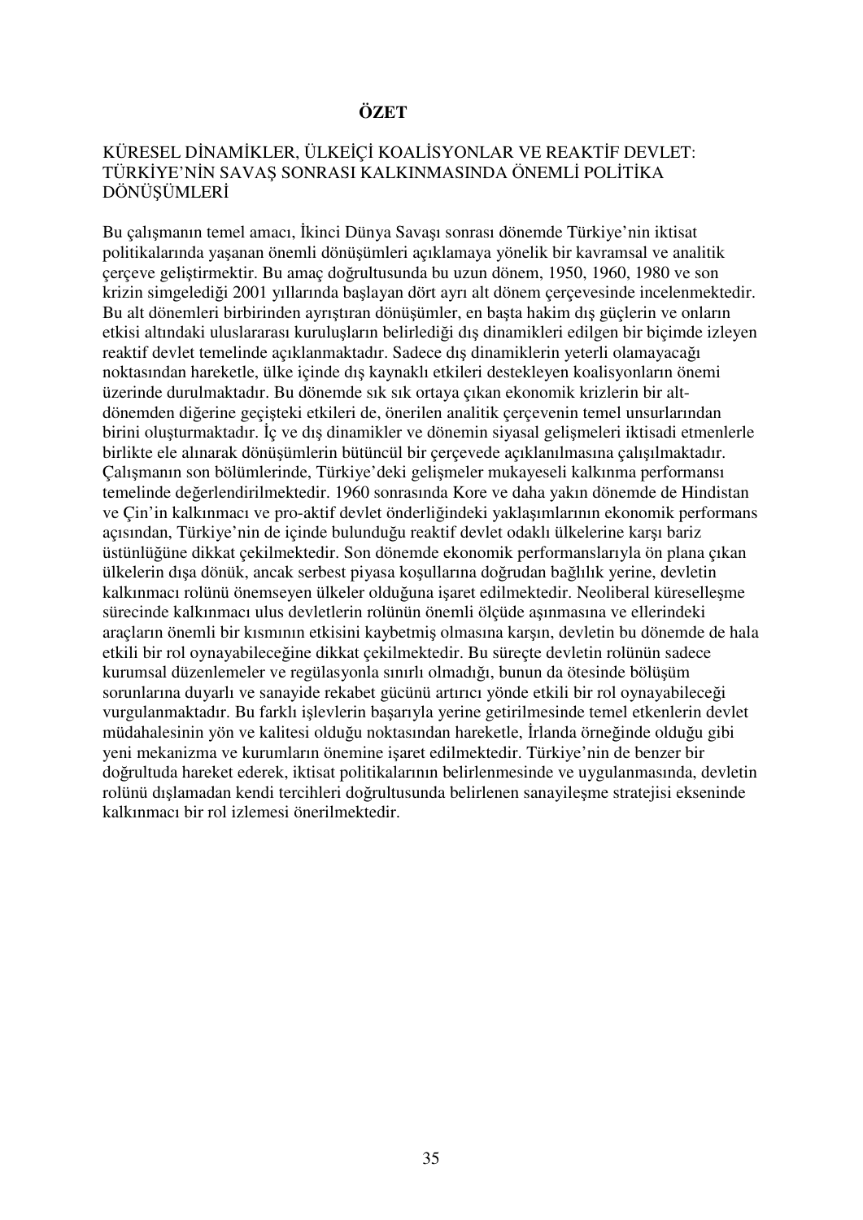## ÖZET

### KÜRESEL DİNAMİKLER, ÜLKEİÇİ KOALİSYONLAR VE REAKTİF DEVLET: TÜRKİYE'NİN SAVAŞ SONRASI KALKINMASINDA ÖNEMLİ POLİTİKA DÖNÜŞÜMLERİ

Bu çalışmanın temel amacı, İkinci Dünya Savaşı sonrası dönemde Türkiye'nin iktisat politikalarında yaşanan önemli dönüşümleri açıklamaya yönelik bir kavramsal ve analitik çerçeve geliştirmektir. Bu amaç doğrultusunda bu uzun dönem, 1950, 1960, 1980 ve son krizin simgelediği 2001 yıllarında başlayan dört ayrı alt dönem çerçevesinde incelenmektedir. Bu alt dönemleri birbirinden ayrıştıran dönüşümler, en başta hakim dış güçlerin ve onların etkisi altındaki uluslararası kuruluşların belirlediği dış dinamikleri edilgen bir biçimde izleyen reaktif devlet temelinde açıklanmaktadır. Sadece dış dinamiklerin yeterli olamayacağı noktasından hareketle, ülke içinde dış kaynaklı etkileri destekleyen koalisyonların önemi üzerinde durulmaktadır. Bu dönemde sık sık ortaya çıkan ekonomik krizlerin bir alt-dönemden diğerine geçişteki etkileri de, önerilen analitik çerçevenin temel unsurlarından birini oluşturmaktadır. İç ve dış dinamikler ve dönemin siyasal gelişmeleri iktisadi etmenlerle birlikte ele alınarak dönüşümlerin bütüncül bir çerçevede açıklanılmasına çalışılmaktadır. Çalışmanın son bölümlerinde, Türkiye'deki gelişmeler mukayeseli kalkınma performansı temelinde değerlendirilmektedir. 1960 sonrasında Kore ve daha yakın dönemde de Hindistan ve Çin'in kalkınmacı ve pro-aktif devlet önderliğindeki yaklaşımlarının ekonomik performans açısından, Türkiye'nin de içinde bulunduğu reaktif devlet odaklı ülkelerine karşı bariz üstünlüğüne dikkat çekilmektedir. Son dönemde ekonomik performanslarıyla ön plana çıkan ülkelerin dışa dönük, ancak serbest piyasa koşullarına doğrudan bağlılık yerine, devletin kalkınmacı rolünü önemseyen ülkeler olduğuna işaret edilmektedir. Neoliberal küreselleşme sürecinde kalkınmacı ulus devletlerin rolünün önemli ölçüde aşınmasına ve ellerindeki araçların önemli bir kısmının etkisini kaybetmiş olmasına karşın, devletin bu dönemde de hala etkili bir rol oynayabileceğine dikkat çekilmektedir. Bu süreçte devletin rolünün sadece kurumsal düzenlemeler ve regülasyonla sınırlı olmadığı, bunun da ötesinde bölüşüm sorunlarına duyarlı ve sanayide rekabet gücünü artırıcı yönde etkili bir rol oynayabileceği vurgulanmaktadır. Bu farklı işlevlerin başarıyla yerine getirilmesinde temel etkenlerin devlet müdahalesinin yön ve kalitesi olduğu noktasından hareketle, İrlanda örneğinde olduğu gibi yeni mekanizma ve kurumların önemine işaret edilmektedir. Türkiye'nin de benzer bir doğrultuda hareket ederek, iktisat politikalarının belirlenmesinde ve uygulanmasında, devletin rolünü dışlamadan kendi tercihleri doğrultusunda belirlenen sanayileşme stratejisi ekseninde kalkınmacı bir rol izlemesi önerilmektedir.